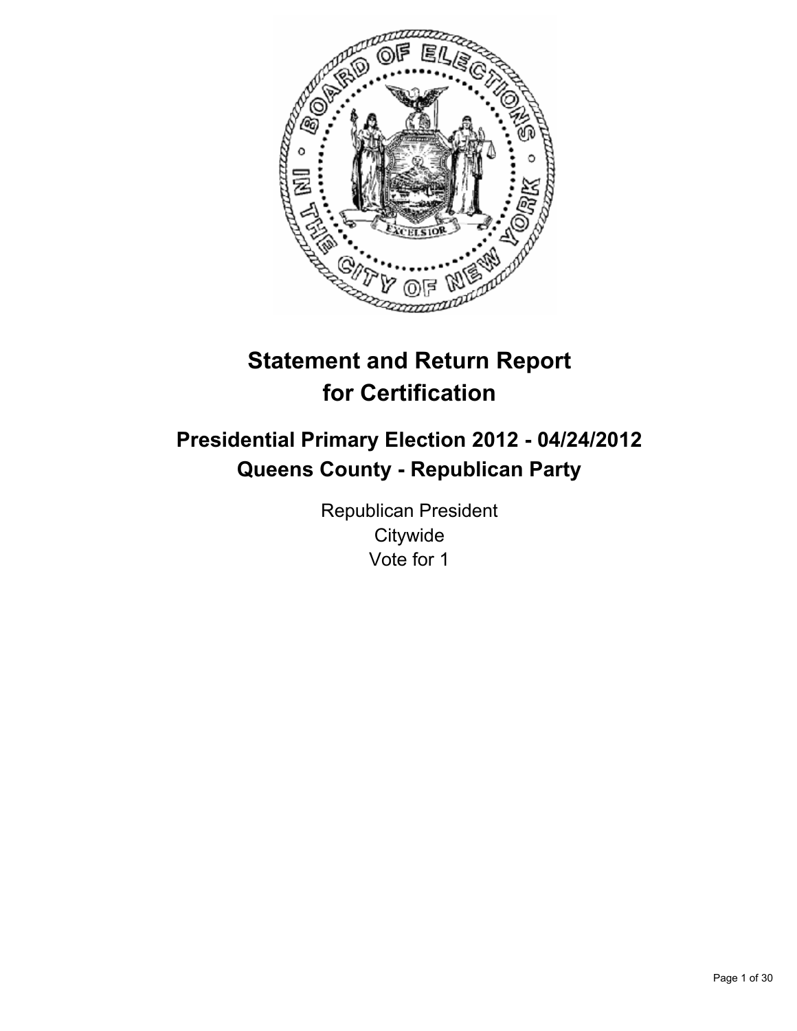# Statement and Return Report for Certification

## Presidential Primary Election 2012 - 04/24/2012
## Queens County - Republican Party

Republican President
Citywide
Vote for 1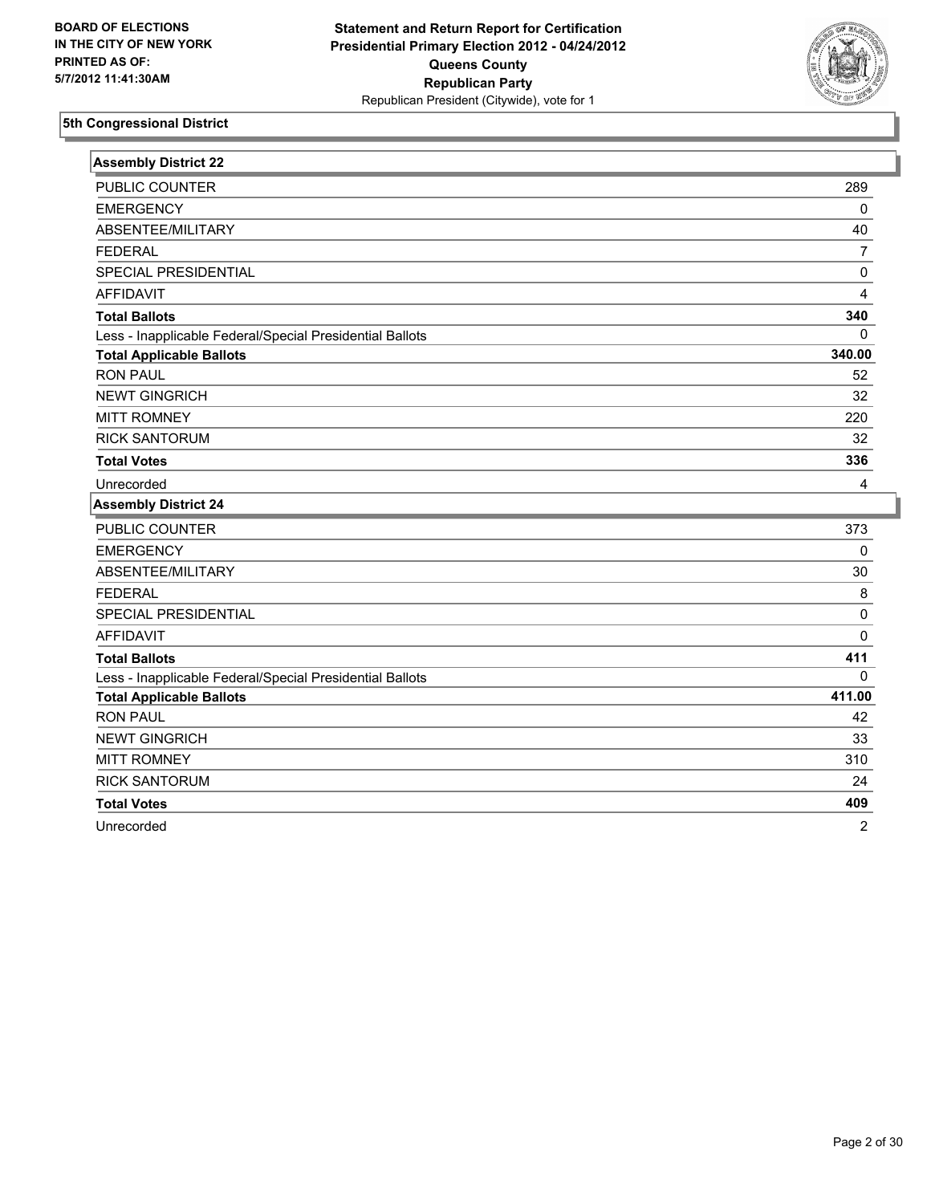BOARD OF ELECTIONS
IN THE CITY OF NEW YORK
PRINTED AS OF:
5/7/2012 11:41:30AM

**Statement and Return Report for Certification**
**Presidential Primary Election 2012 - 04/24/2012**
**Queens County**
**Republican Party**
Republican President (Citywide), vote for 1

## 5th Congressional District

### Assembly District 22

| | |
|---|---|
| PUBLIC COUNTER | 289 |
| EMERGENCY | 0 |
| ABSENTEE/MILITARY | 40 |
| FEDERAL | 7 |
| SPECIAL PRESIDENTIAL | 0 |
| AFFIDAVIT | 4 |
| **Total Ballots** | **340** |
| Less - Inapplicable Federal/Special Presidential Ballots | 0 |
| **Total Applicable Ballots** | **340.00** |
| RON PAUL | 52 |
| NEWT GINGRICH | 32 |
| MITT ROMNEY | 220 |
| RICK SANTORUM | 32 |
| **Total Votes** | **336** |
| Unrecorded | 4 |

### Assembly District 24

| | |
|---|---|
| PUBLIC COUNTER | 373 |
| EMERGENCY | 0 |
| ABSENTEE/MILITARY | 30 |
| FEDERAL | 8 |
| SPECIAL PRESIDENTIAL | 0 |
| AFFIDAVIT | 0 |
| **Total Ballots** | **411** |
| Less - Inapplicable Federal/Special Presidential Ballots | 0 |
| **Total Applicable Ballots** | **411.00** |
| RON PAUL | 42 |
| NEWT GINGRICH | 33 |
| MITT ROMNEY | 310 |
| RICK SANTORUM | 24 |
| **Total Votes** | **409** |
| Unrecorded | 2 |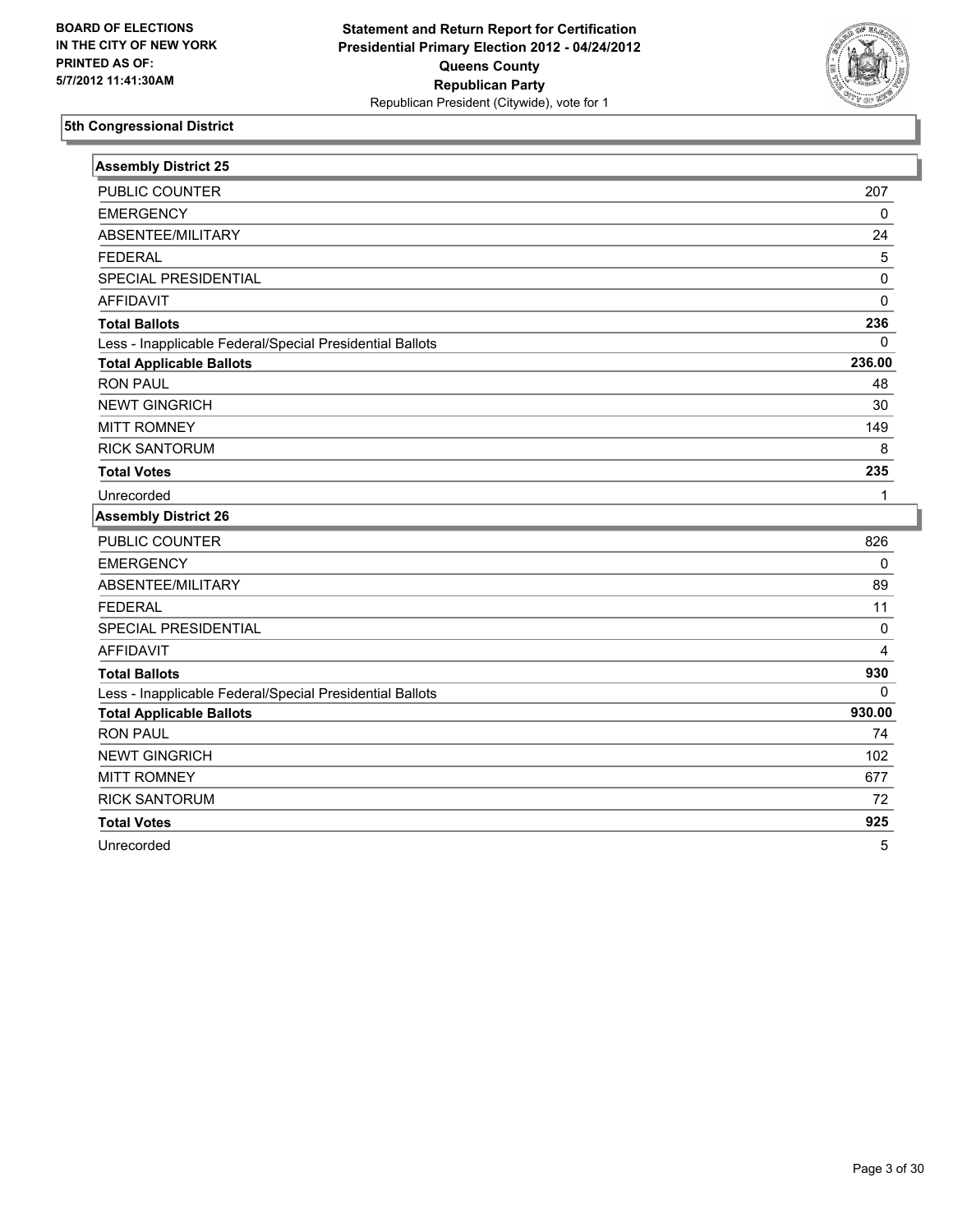**BOARD OF ELECTIONS IN THE CITY OF NEW YORK PRINTED AS OF: 5/7/2012 11:41:30AM**

**Statement and Return Report for Certification Presidential Primary Election 2012 - 04/24/2012 Queens County Republican Party**
Republican President (Citywide), vote for 1

## 5th Congressional District

| Assembly District 25 | |
|---|---|
| PUBLIC COUNTER | 207 |
| EMERGENCY | 0 |
| ABSENTEE/MILITARY | 24 |
| FEDERAL | 5 |
| SPECIAL PRESIDENTIAL | 0 |
| AFFIDAVIT | 0 |
| **Total Ballots** | **236** |
| Less - Inapplicable Federal/Special Presidential Ballots | 0 |
| **Total Applicable Ballots** | **236.00** |
| RON PAUL | 48 |
| NEWT GINGRICH | 30 |
| MITT ROMNEY | 149 |
| RICK SANTORUM | 8 |
| **Total Votes** | **235** |
| Unrecorded | 1 |

| Assembly District 26 | |
|---|---|
| PUBLIC COUNTER | 826 |
| EMERGENCY | 0 |
| ABSENTEE/MILITARY | 89 |
| FEDERAL | 11 |
| SPECIAL PRESIDENTIAL | 0 |
| AFFIDAVIT | 4 |
| **Total Ballots** | **930** |
| Less - Inapplicable Federal/Special Presidential Ballots | 0 |
| **Total Applicable Ballots** | **930.00** |
| RON PAUL | 74 |
| NEWT GINGRICH | 102 |
| MITT ROMNEY | 677 |
| RICK SANTORUM | 72 |
| **Total Votes** | **925** |
| Unrecorded | 5 |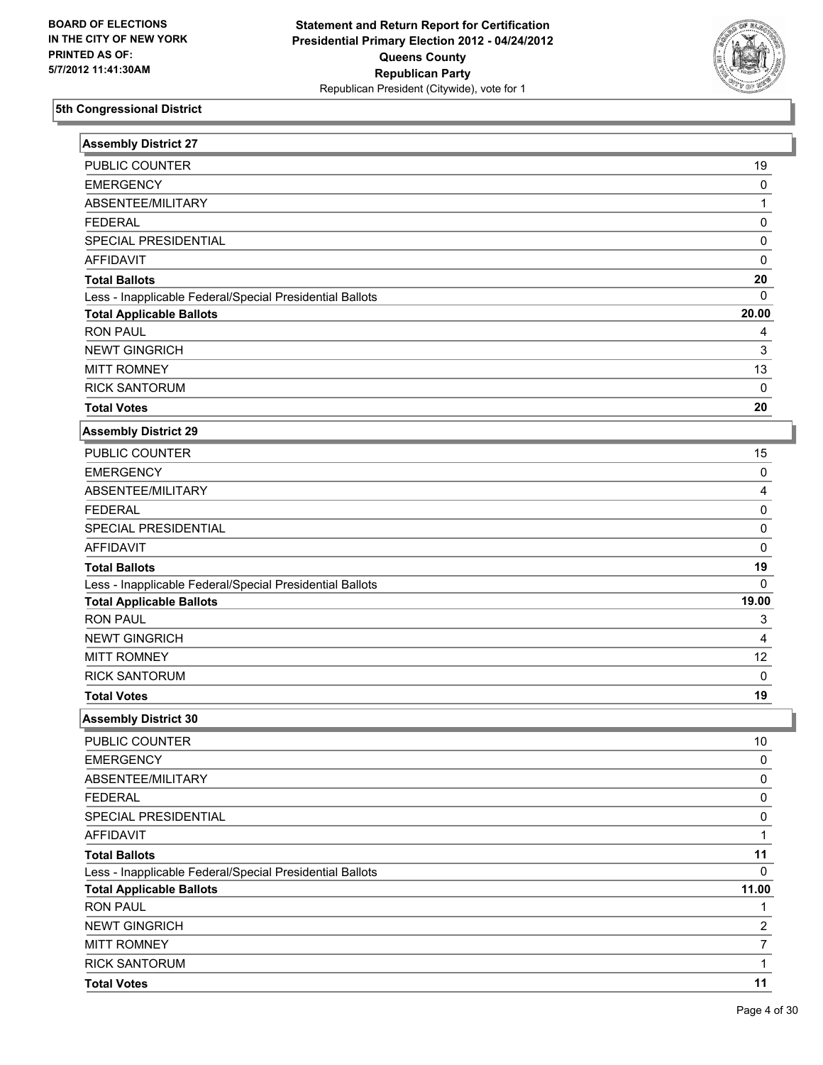**BOARD OF ELECTIONS IN THE CITY OF NEW YORK PRINTED AS OF: 5/7/2012 11:41:30AM**

**Statement and Return Report for Certification Presidential Primary Election 2012 - 04/24/2012 Queens County Republican Party**
Republican President (Citywide), vote for 1

### 5th Congressional District

#### Assembly District 27

| | |
|---|---|
| PUBLIC COUNTER | 19 |
| EMERGENCY | 0 |
| ABSENTEE/MILITARY | 1 |
| FEDERAL | 0 |
| SPECIAL PRESIDENTIAL | 0 |
| AFFIDAVIT | 0 |
| **Total Ballots** | **20** |
| Less - Inapplicable Federal/Special Presidential Ballots | 0 |
| **Total Applicable Ballots** | **20.00** |
| RON PAUL | 4 |
| NEWT GINGRICH | 3 |
| MITT ROMNEY | 13 |
| RICK SANTORUM | 0 |
| **Total Votes** | **20** |

#### Assembly District 29

| | |
|---|---|
| PUBLIC COUNTER | 15 |
| EMERGENCY | 0 |
| ABSENTEE/MILITARY | 4 |
| FEDERAL | 0 |
| SPECIAL PRESIDENTIAL | 0 |
| AFFIDAVIT | 0 |
| **Total Ballots** | **19** |
| Less - Inapplicable Federal/Special Presidential Ballots | 0 |
| **Total Applicable Ballots** | **19.00** |
| RON PAUL | 3 |
| NEWT GINGRICH | 4 |
| MITT ROMNEY | 12 |
| RICK SANTORUM | 0 |
| **Total Votes** | **19** |

#### Assembly District 30

| | |
|---|---|
| PUBLIC COUNTER | 10 |
| EMERGENCY | 0 |
| ABSENTEE/MILITARY | 0 |
| FEDERAL | 0 |
| SPECIAL PRESIDENTIAL | 0 |
| AFFIDAVIT | 1 |
| **Total Ballots** | **11** |
| Less - Inapplicable Federal/Special Presidential Ballots | 0 |
| **Total Applicable Ballots** | **11.00** |
| RON PAUL | 1 |
| NEWT GINGRICH | 2 |
| MITT ROMNEY | 7 |
| RICK SANTORUM | 1 |
| **Total Votes** | **11** |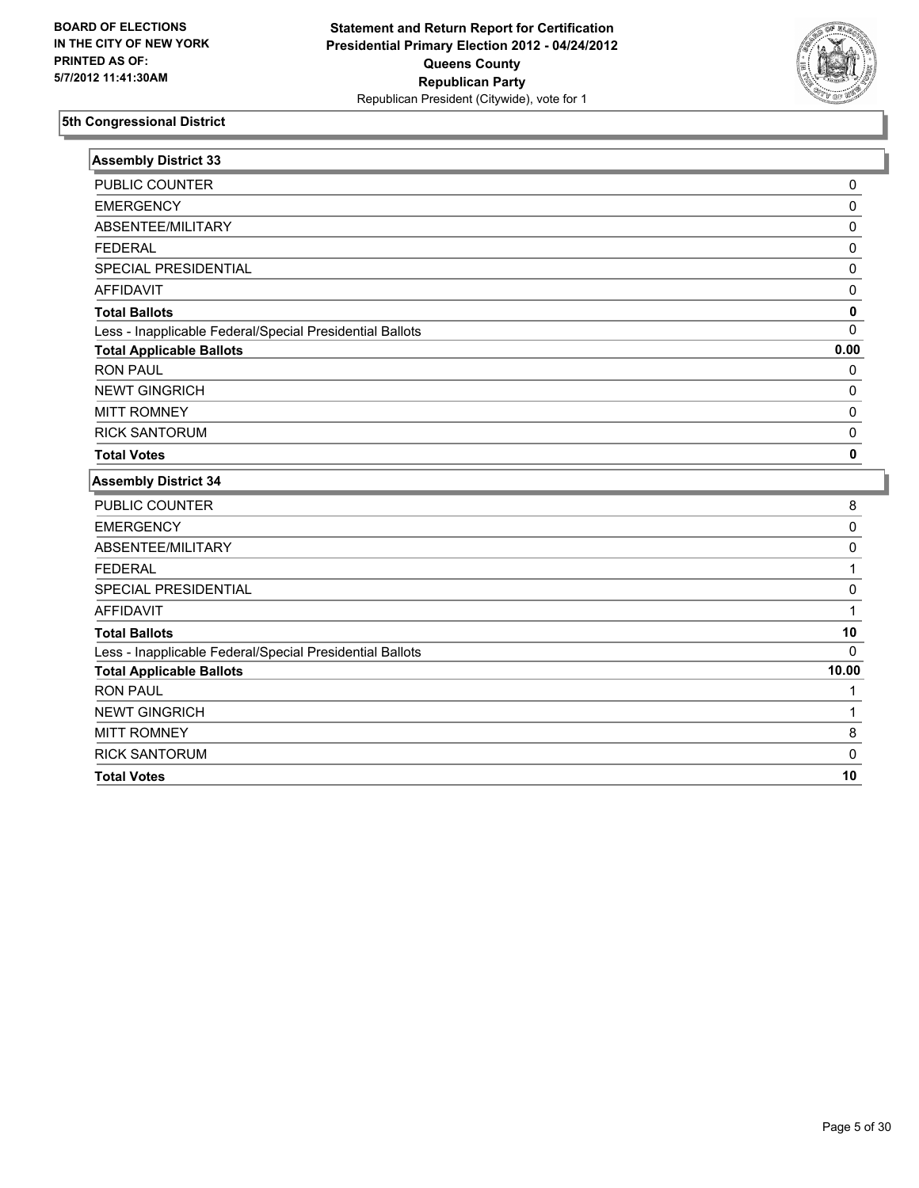**BOARD OF ELECTIONS IN THE CITY OF NEW YORK PRINTED AS OF: 5/7/2012 11:41:30AM**

**Statement and Return Report for Certification Presidential Primary Election 2012 - 04/24/2012 Queens County Republican Party**
Republican President (Citywide), vote for 1

## 5th Congressional District

### Assembly District 33

| | |
|---|---|
| PUBLIC COUNTER | 0 |
| EMERGENCY | 0 |
| ABSENTEE/MILITARY | 0 |
| FEDERAL | 0 |
| SPECIAL PRESIDENTIAL | 0 |
| AFFIDAVIT | 0 |
| **Total Ballots** | **0** |
| Less - Inapplicable Federal/Special Presidential Ballots | 0 |
| **Total Applicable Ballots** | **0.00** |
| RON PAUL | 0 |
| NEWT GINGRICH | 0 |
| MITT ROMNEY | 0 |
| RICK SANTORUM | 0 |
| **Total Votes** | **0** |

### Assembly District 34

| | |
|---|---|
| PUBLIC COUNTER | 8 |
| EMERGENCY | 0 |
| ABSENTEE/MILITARY | 0 |
| FEDERAL | 1 |
| SPECIAL PRESIDENTIAL | 0 |
| AFFIDAVIT | 1 |
| **Total Ballots** | **10** |
| Less - Inapplicable Federal/Special Presidential Ballots | 0 |
| **Total Applicable Ballots** | **10.00** |
| RON PAUL | 1 |
| NEWT GINGRICH | 1 |
| MITT ROMNEY | 8 |
| RICK SANTORUM | 0 |
| **Total Votes** | **10** |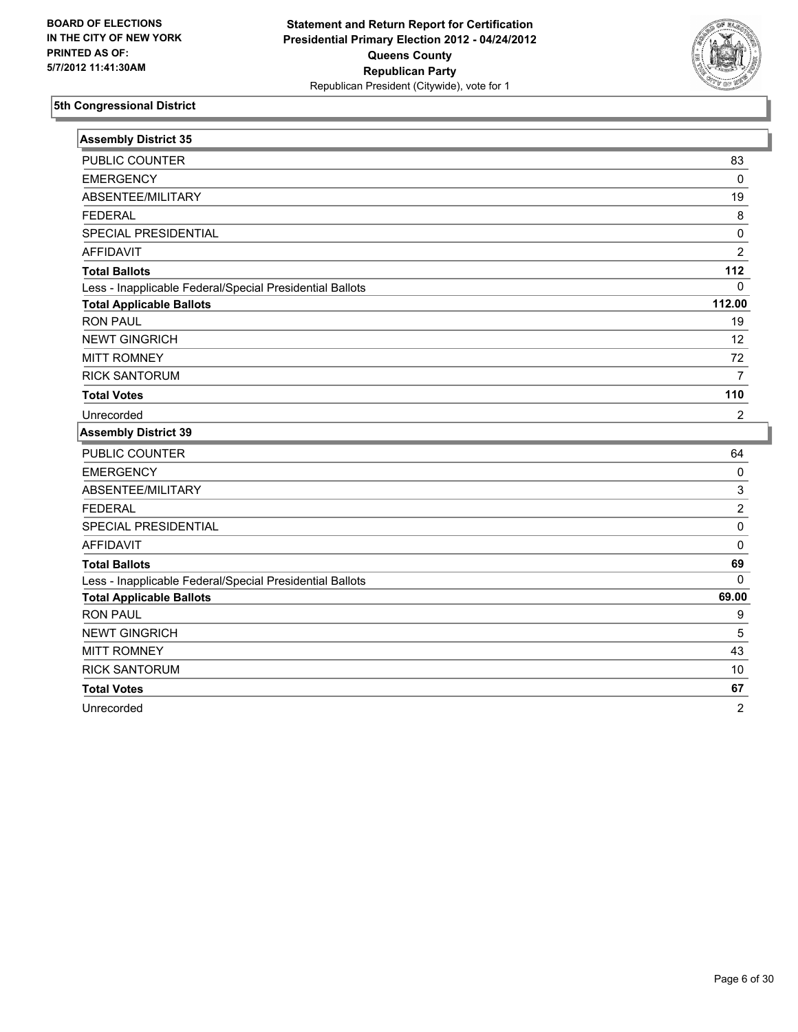BOARD OF ELECTIONS
IN THE CITY OF NEW YORK
PRINTED AS OF:
5/7/2012 11:41:30AM

**Statement and Return Report for Certification**
**Presidential Primary Election 2012 - 04/24/2012**
**Queens County**
**Republican Party**
Republican President (Citywide), vote for 1

## 5th Congressional District

### Assembly District 35

| | |
|---|---|
| PUBLIC COUNTER | 83 |
| EMERGENCY | 0 |
| ABSENTEE/MILITARY | 19 |
| FEDERAL | 8 |
| SPECIAL PRESIDENTIAL | 0 |
| AFFIDAVIT | 2 |
| **Total Ballots** | **112** |
| Less - Inapplicable Federal/Special Presidential Ballots | 0 |
| **Total Applicable Ballots** | **112.00** |
| RON PAUL | 19 |
| NEWT GINGRICH | 12 |
| MITT ROMNEY | 72 |
| RICK SANTORUM | 7 |
| **Total Votes** | **110** |
| Unrecorded | 2 |

### Assembly District 39

| | |
|---|---|
| PUBLIC COUNTER | 64 |
| EMERGENCY | 0 |
| ABSENTEE/MILITARY | 3 |
| FEDERAL | 2 |
| SPECIAL PRESIDENTIAL | 0 |
| AFFIDAVIT | 0 |
| **Total Ballots** | **69** |
| Less - Inapplicable Federal/Special Presidential Ballots | 0 |
| **Total Applicable Ballots** | **69.00** |
| RON PAUL | 9 |
| NEWT GINGRICH | 5 |
| MITT ROMNEY | 43 |
| RICK SANTORUM | 10 |
| **Total Votes** | **67** |
| Unrecorded | 2 |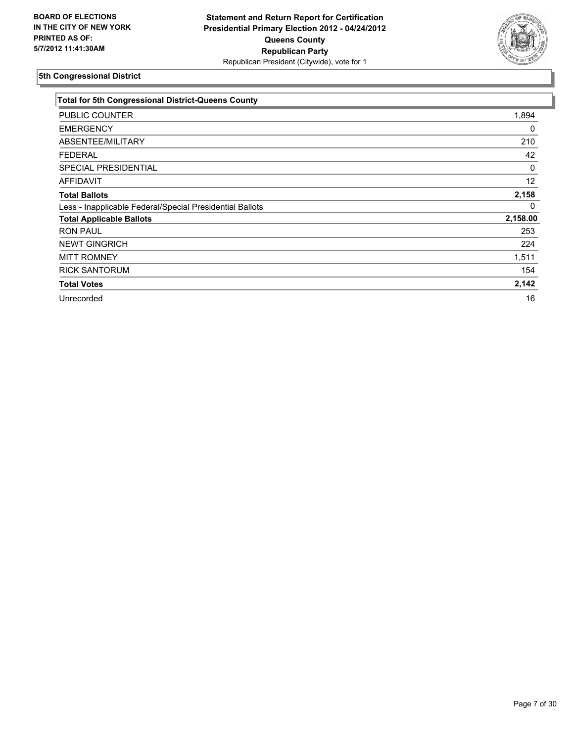**BOARD OF ELECTIONS IN THE CITY OF NEW YORK PRINTED AS OF: 5/7/2012 11:41:30AM**

**Statement and Return Report for Certification Presidential Primary Election 2012 - 04/24/2012 Queens County Republican Party**

Republican President (Citywide), vote for 1

## 5th Congressional District

| Total for 5th Congressional District-Queens County | |
|---|---|
| PUBLIC COUNTER | 1,894 |
| EMERGENCY | 0 |
| ABSENTEE/MILITARY | 210 |
| FEDERAL | 42 |
| SPECIAL PRESIDENTIAL | 0 |
| AFFIDAVIT | 12 |
| **Total Ballots** | **2,158** |
| Less - Inapplicable Federal/Special Presidential Ballots | 0 |
| **Total Applicable Ballots** | **2,158.00** |
| RON PAUL | 253 |
| NEWT GINGRICH | 224 |
| MITT ROMNEY | 1,511 |
| RICK SANTORUM | 154 |
| **Total Votes** | **2,142** |
| Unrecorded | 16 |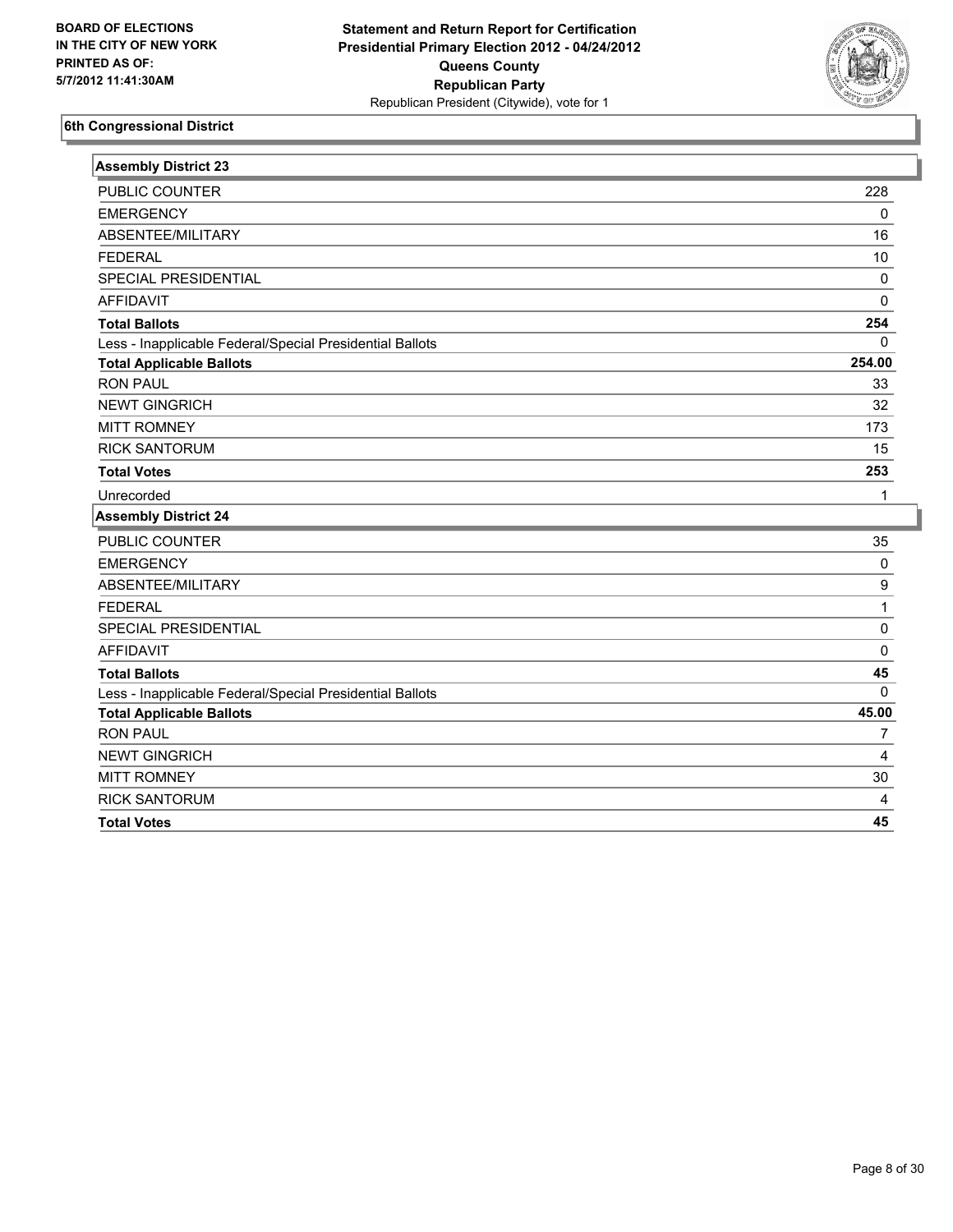BOARD OF ELECTIONS
IN THE CITY OF NEW YORK
PRINTED AS OF:
5/7/2012 11:41:30AM

**Statement and Return Report for Certification**
**Presidential Primary Election 2012 - 04/24/2012**
**Queens County**
**Republican Party**
Republican President (Citywide), vote for 1

## 6th Congressional District

### Assembly District 23

| | |
|---|---|
| PUBLIC COUNTER | 228 |
| EMERGENCY | 0 |
| ABSENTEE/MILITARY | 16 |
| FEDERAL | 10 |
| SPECIAL PRESIDENTIAL | 0 |
| AFFIDAVIT | 0 |
| **Total Ballots** | **254** |
| Less - Inapplicable Federal/Special Presidential Ballots | 0 |
| **Total Applicable Ballots** | **254.00** |
| RON PAUL | 33 |
| NEWT GINGRICH | 32 |
| MITT ROMNEY | 173 |
| RICK SANTORUM | 15 |
| **Total Votes** | **253** |
| Unrecorded | 1 |

### Assembly District 24

| | |
|---|---|
| PUBLIC COUNTER | 35 |
| EMERGENCY | 0 |
| ABSENTEE/MILITARY | 9 |
| FEDERAL | 1 |
| SPECIAL PRESIDENTIAL | 0 |
| AFFIDAVIT | 0 |
| **Total Ballots** | **45** |
| Less - Inapplicable Federal/Special Presidential Ballots | 0 |
| **Total Applicable Ballots** | **45.00** |
| RON PAUL | 7 |
| NEWT GINGRICH | 4 |
| MITT ROMNEY | 30 |
| RICK SANTORUM | 4 |
| **Total Votes** | **45** |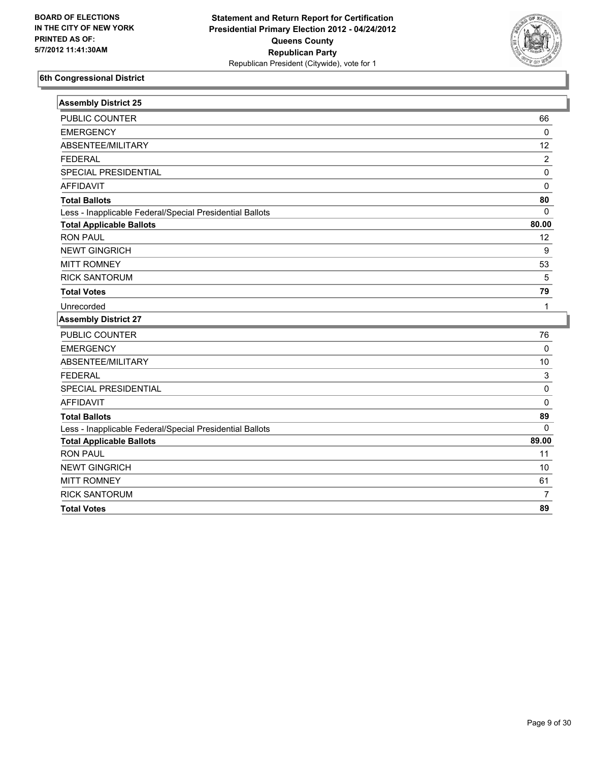**BOARD OF ELECTIONS IN THE CITY OF NEW YORK PRINTED AS OF: 5/7/2012 11:41:30AM**

**Statement and Return Report for Certification Presidential Primary Election 2012 - 04/24/2012 Queens County Republican Party**
Republican President (Citywide), vote for 1

## 6th Congressional District

### Assembly District 25

| | |
|---|---|
| PUBLIC COUNTER | 66 |
| EMERGENCY | 0 |
| ABSENTEE/MILITARY | 12 |
| FEDERAL | 2 |
| SPECIAL PRESIDENTIAL | 0 |
| AFFIDAVIT | 0 |
| **Total Ballots** | **80** |
| Less - Inapplicable Federal/Special Presidential Ballots | 0 |
| **Total Applicable Ballots** | **80.00** |
| RON PAUL | 12 |
| NEWT GINGRICH | 9 |
| MITT ROMNEY | 53 |
| RICK SANTORUM | 5 |
| **Total Votes** | **79** |
| Unrecorded | 1 |

### Assembly District 27

| | |
|---|---|
| PUBLIC COUNTER | 76 |
| EMERGENCY | 0 |
| ABSENTEE/MILITARY | 10 |
| FEDERAL | 3 |
| SPECIAL PRESIDENTIAL | 0 |
| AFFIDAVIT | 0 |
| **Total Ballots** | **89** |
| Less - Inapplicable Federal/Special Presidential Ballots | 0 |
| **Total Applicable Ballots** | **89.00** |
| RON PAUL | 11 |
| NEWT GINGRICH | 10 |
| MITT ROMNEY | 61 |
| RICK SANTORUM | 7 |
| **Total Votes** | **89** |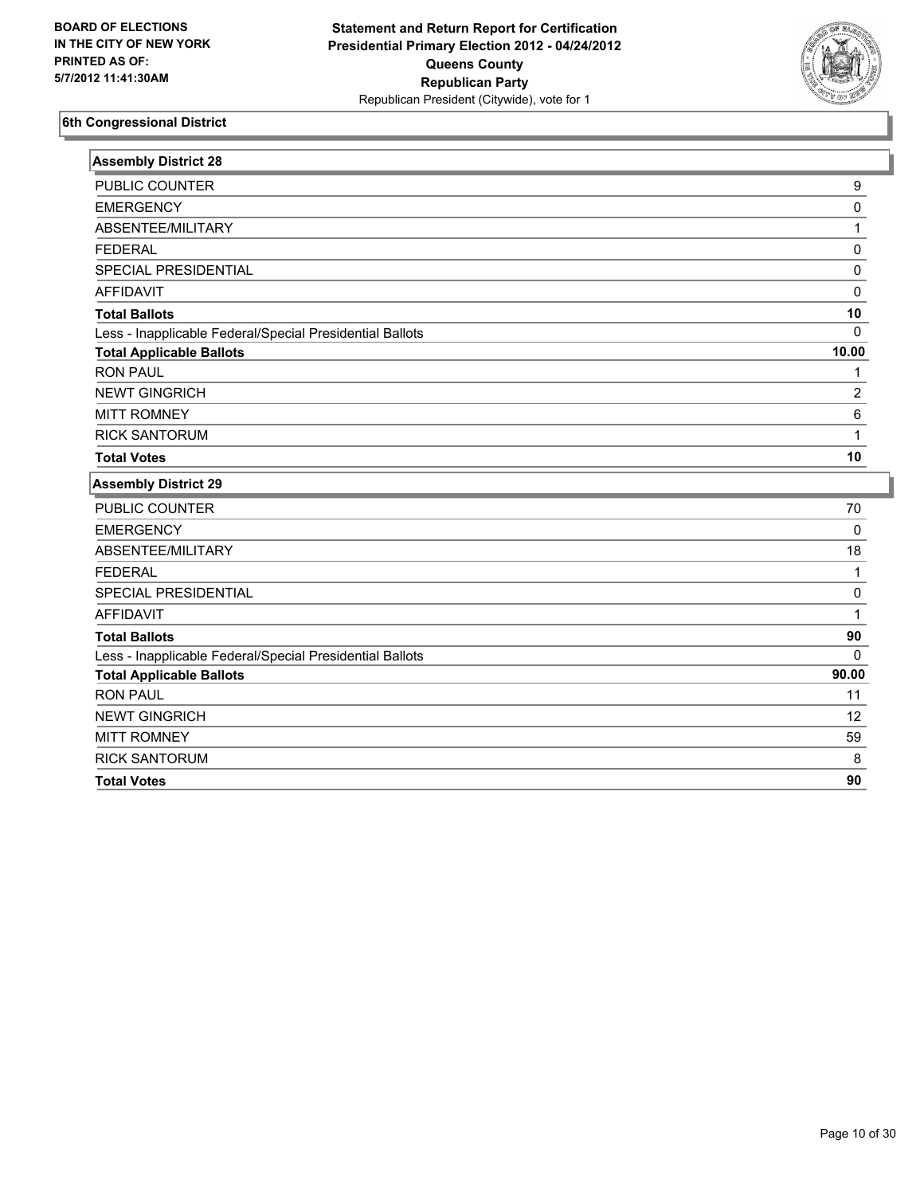BOARD OF ELECTIONS
IN THE CITY OF NEW YORK
PRINTED AS OF:
5/7/2012 11:41:30AM

**Statement and Return Report for Certification**
**Presidential Primary Election 2012 - 04/24/2012**
**Queens County**
**Republican Party**
Republican President (Citywide), vote for 1

## 6th Congressional District

### Assembly District 28

| | |
|---|---|
| PUBLIC COUNTER | 9 |
| EMERGENCY | 0 |
| ABSENTEE/MILITARY | 1 |
| FEDERAL | 0 |
| SPECIAL PRESIDENTIAL | 0 |
| AFFIDAVIT | 0 |
| **Total Ballots** | **10** |
| Less - Inapplicable Federal/Special Presidential Ballots | 0 |
| **Total Applicable Ballots** | **10.00** |
| RON PAUL | 1 |
| NEWT GINGRICH | 2 |
| MITT ROMNEY | 6 |
| RICK SANTORUM | 1 |
| **Total Votes** | **10** |

### Assembly District 29

| | |
|---|---|
| PUBLIC COUNTER | 70 |
| EMERGENCY | 0 |
| ABSENTEE/MILITARY | 18 |
| FEDERAL | 1 |
| SPECIAL PRESIDENTIAL | 0 |
| AFFIDAVIT | 1 |
| **Total Ballots** | **90** |
| Less - Inapplicable Federal/Special Presidential Ballots | 0 |
| **Total Applicable Ballots** | **90.00** |
| RON PAUL | 11 |
| NEWT GINGRICH | 12 |
| MITT ROMNEY | 59 |
| RICK SANTORUM | 8 |
| **Total Votes** | **90** |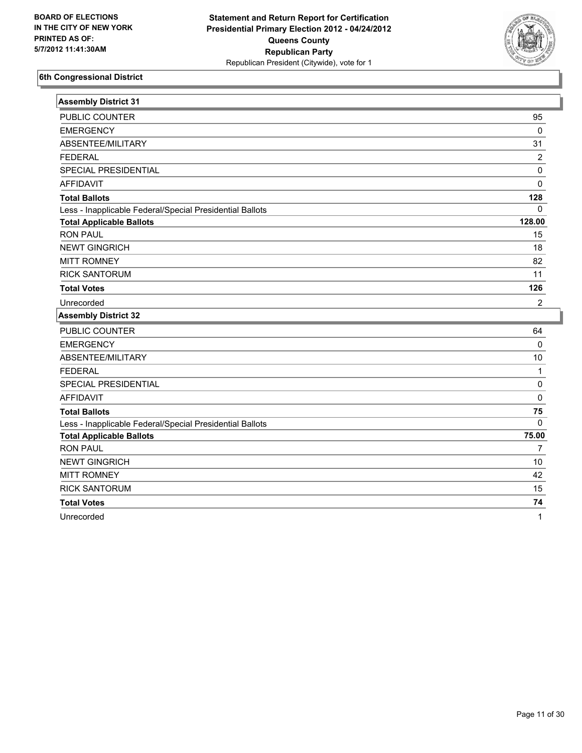BOARD OF ELECTIONS
IN THE CITY OF NEW YORK
PRINTED AS OF:
5/7/2012 11:41:30AM

**Statement and Return Report for Certification**
**Presidential Primary Election 2012 - 04/24/2012**
**Queens County**
**Republican Party**
Republican President (Citywide), vote for 1

## 6th Congressional District

### Assembly District 31

| | |
|---|---|
| PUBLIC COUNTER | 95 |
| EMERGENCY | 0 |
| ABSENTEE/MILITARY | 31 |
| FEDERAL | 2 |
| SPECIAL PRESIDENTIAL | 0 |
| AFFIDAVIT | 0 |
| **Total Ballots** | **128** |
| Less - Inapplicable Federal/Special Presidential Ballots | 0 |
| **Total Applicable Ballots** | **128.00** |
| RON PAUL | 15 |
| NEWT GINGRICH | 18 |
| MITT ROMNEY | 82 |
| RICK SANTORUM | 11 |
| **Total Votes** | **126** |
| Unrecorded | 2 |

### Assembly District 32

| | |
|---|---|
| PUBLIC COUNTER | 64 |
| EMERGENCY | 0 |
| ABSENTEE/MILITARY | 10 |
| FEDERAL | 1 |
| SPECIAL PRESIDENTIAL | 0 |
| AFFIDAVIT | 0 |
| **Total Ballots** | **75** |
| Less - Inapplicable Federal/Special Presidential Ballots | 0 |
| **Total Applicable Ballots** | **75.00** |
| RON PAUL | 7 |
| NEWT GINGRICH | 10 |
| MITT ROMNEY | 42 |
| RICK SANTORUM | 15 |
| **Total Votes** | **74** |
| Unrecorded | 1 |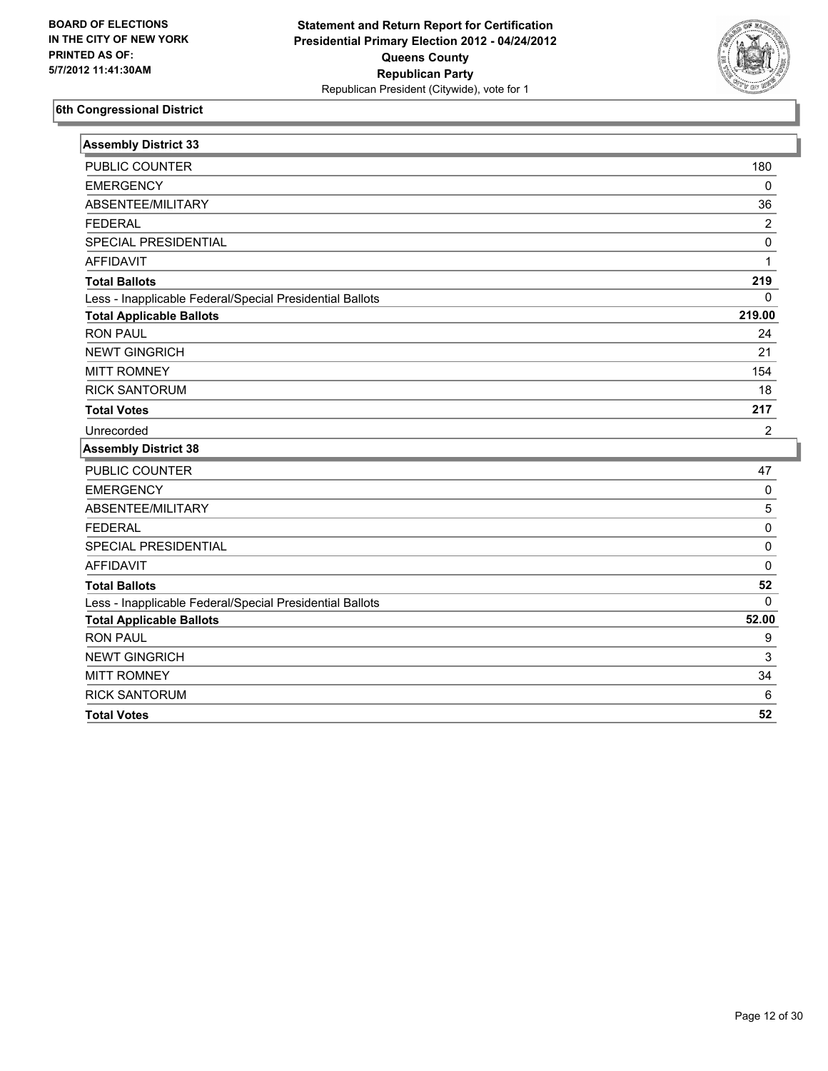**BOARD OF ELECTIONS IN THE CITY OF NEW YORK PRINTED AS OF: 5/7/2012 11:41:30AM**

**Statement and Return Report for Certification Presidential Primary Election 2012 - 04/24/2012 Queens County Republican Party**

Republican President (Citywide), vote for 1

### 6th Congressional District

| Assembly District 33 | |
|---|---|
| PUBLIC COUNTER | 180 |
| EMERGENCY | 0 |
| ABSENTEE/MILITARY | 36 |
| FEDERAL | 2 |
| SPECIAL PRESIDENTIAL | 0 |
| AFFIDAVIT | 1 |
| **Total Ballots** | **219** |
| Less - Inapplicable Federal/Special Presidential Ballots | 0 |
| **Total Applicable Ballots** | **219.00** |
| RON PAUL | 24 |
| NEWT GINGRICH | 21 |
| MITT ROMNEY | 154 |
| RICK SANTORUM | 18 |
| **Total Votes** | **217** |
| Unrecorded | 2 |

| Assembly District 38 | |
|---|---|
| PUBLIC COUNTER | 47 |
| EMERGENCY | 0 |
| ABSENTEE/MILITARY | 5 |
| FEDERAL | 0 |
| SPECIAL PRESIDENTIAL | 0 |
| AFFIDAVIT | 0 |
| **Total Ballots** | **52** |
| Less - Inapplicable Federal/Special Presidential Ballots | 0 |
| **Total Applicable Ballots** | **52.00** |
| RON PAUL | 9 |
| NEWT GINGRICH | 3 |
| MITT ROMNEY | 34 |
| RICK SANTORUM | 6 |
| **Total Votes** | **52** |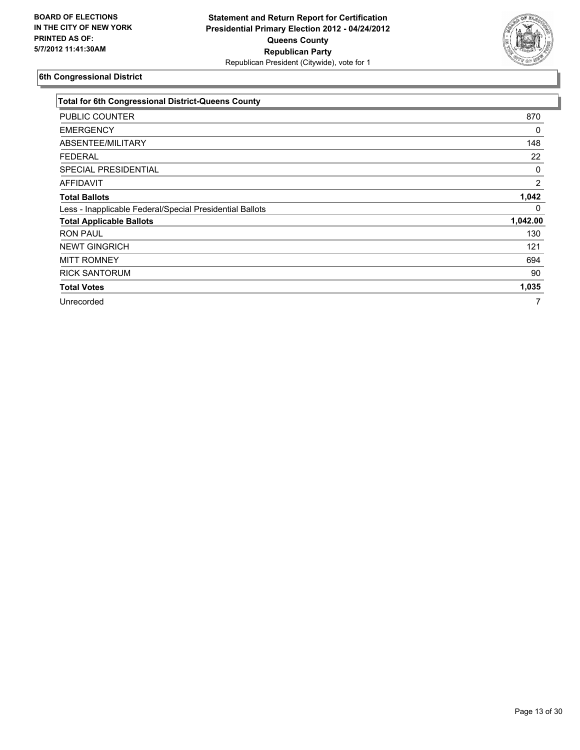**BOARD OF ELECTIONS IN THE CITY OF NEW YORK PRINTED AS OF: 5/7/2012 11:41:30AM**

**Statement and Return Report for Certification Presidential Primary Election 2012 - 04/24/2012 Queens County Republican Party**
Republican President (Citywide), vote for 1

## 6th Congressional District

| Total for 6th Congressional District-Queens County | |
|---|---|
| PUBLIC COUNTER | 870 |
| EMERGENCY | 0 |
| ABSENTEE/MILITARY | 148 |
| FEDERAL | 22 |
| SPECIAL PRESIDENTIAL | 0 |
| AFFIDAVIT | 2 |
| **Total Ballots** | **1,042** |
| Less - Inapplicable Federal/Special Presidential Ballots | 0 |
| **Total Applicable Ballots** | **1,042.00** |
| RON PAUL | 130 |
| NEWT GINGRICH | 121 |
| MITT ROMNEY | 694 |
| RICK SANTORUM | 90 |
| **Total Votes** | **1,035** |
| Unrecorded | 7 |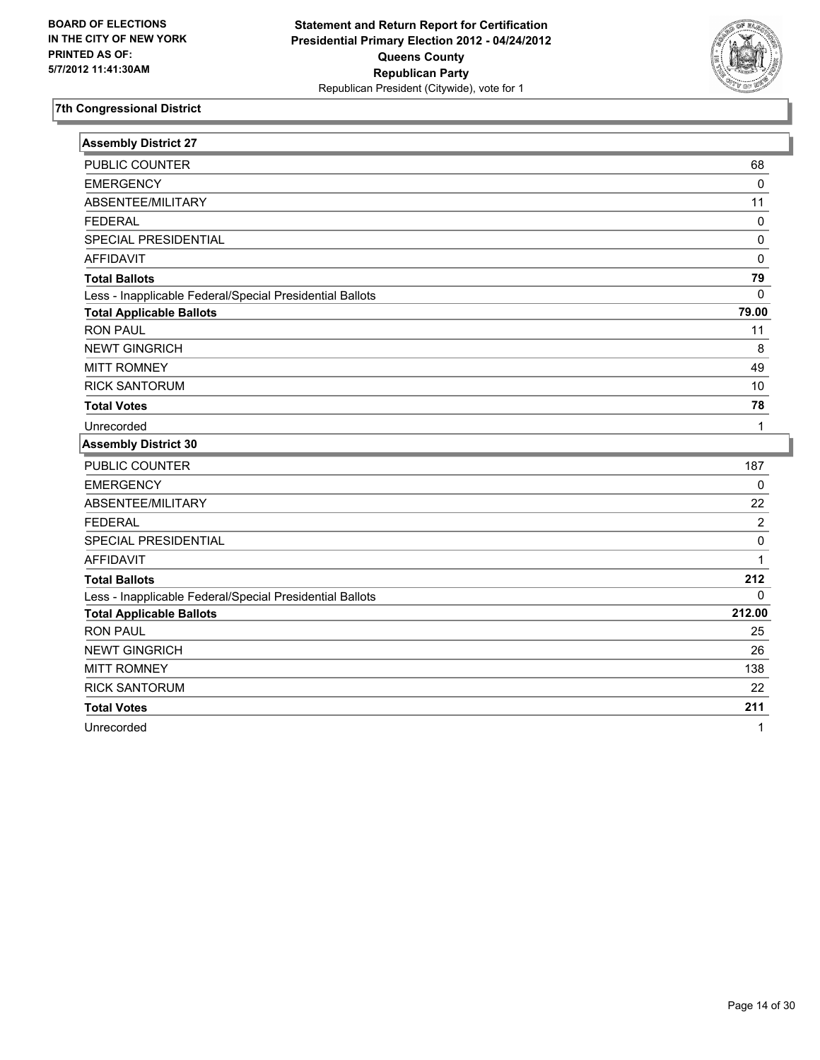**BOARD OF ELECTIONS IN THE CITY OF NEW YORK PRINTED AS OF: 5/7/2012 11:41:30AM**

**Statement and Return Report for Certification Presidential Primary Election 2012 - 04/24/2012 Queens County Republican Party**
Republican President (Citywide), vote for 1

## 7th Congressional District

### Assembly District 27

| | |
|---|---|
| PUBLIC COUNTER | 68 |
| EMERGENCY | 0 |
| ABSENTEE/MILITARY | 11 |
| FEDERAL | 0 |
| SPECIAL PRESIDENTIAL | 0 |
| AFFIDAVIT | 0 |
| **Total Ballots** | **79** |
| Less - Inapplicable Federal/Special Presidential Ballots | 0 |
| **Total Applicable Ballots** | **79.00** |
| RON PAUL | 11 |
| NEWT GINGRICH | 8 |
| MITT ROMNEY | 49 |
| RICK SANTORUM | 10 |
| **Total Votes** | **78** |
| Unrecorded | 1 |

### Assembly District 30

| | |
|---|---|
| PUBLIC COUNTER | 187 |
| EMERGENCY | 0 |
| ABSENTEE/MILITARY | 22 |
| FEDERAL | 2 |
| SPECIAL PRESIDENTIAL | 0 |
| AFFIDAVIT | 1 |
| **Total Ballots** | **212** |
| Less - Inapplicable Federal/Special Presidential Ballots | 0 |
| **Total Applicable Ballots** | **212.00** |
| RON PAUL | 25 |
| NEWT GINGRICH | 26 |
| MITT ROMNEY | 138 |
| RICK SANTORUM | 22 |
| **Total Votes** | **211** |
| Unrecorded | 1 |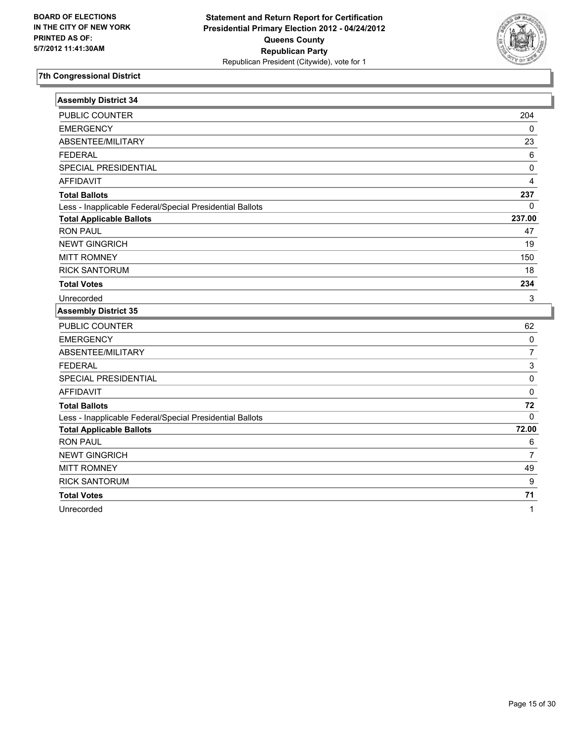**BOARD OF ELECTIONS IN THE CITY OF NEW YORK PRINTED AS OF: 5/7/2012 11:41:30AM**

**Statement and Return Report for Certification Presidential Primary Election 2012 - 04/24/2012 Queens County Republican Party**
Republican President (Citywide), vote for 1

## 7th Congressional District

### Assembly District 34

| | |
|---|---|
| PUBLIC COUNTER | 204 |
| EMERGENCY | 0 |
| ABSENTEE/MILITARY | 23 |
| FEDERAL | 6 |
| SPECIAL PRESIDENTIAL | 0 |
| AFFIDAVIT | 4 |
| **Total Ballots** | **237** |
| Less - Inapplicable Federal/Special Presidential Ballots | 0 |
| **Total Applicable Ballots** | **237.00** |
| RON PAUL | 47 |
| NEWT GINGRICH | 19 |
| MITT ROMNEY | 150 |
| RICK SANTORUM | 18 |
| **Total Votes** | **234** |
| Unrecorded | 3 |

### Assembly District 35

| | |
|---|---|
| PUBLIC COUNTER | 62 |
| EMERGENCY | 0 |
| ABSENTEE/MILITARY | 7 |
| FEDERAL | 3 |
| SPECIAL PRESIDENTIAL | 0 |
| AFFIDAVIT | 0 |
| **Total Ballots** | **72** |
| Less - Inapplicable Federal/Special Presidential Ballots | 0 |
| **Total Applicable Ballots** | **72.00** |
| RON PAUL | 6 |
| NEWT GINGRICH | 7 |
| MITT ROMNEY | 49 |
| RICK SANTORUM | 9 |
| **Total Votes** | **71** |
| Unrecorded | 1 |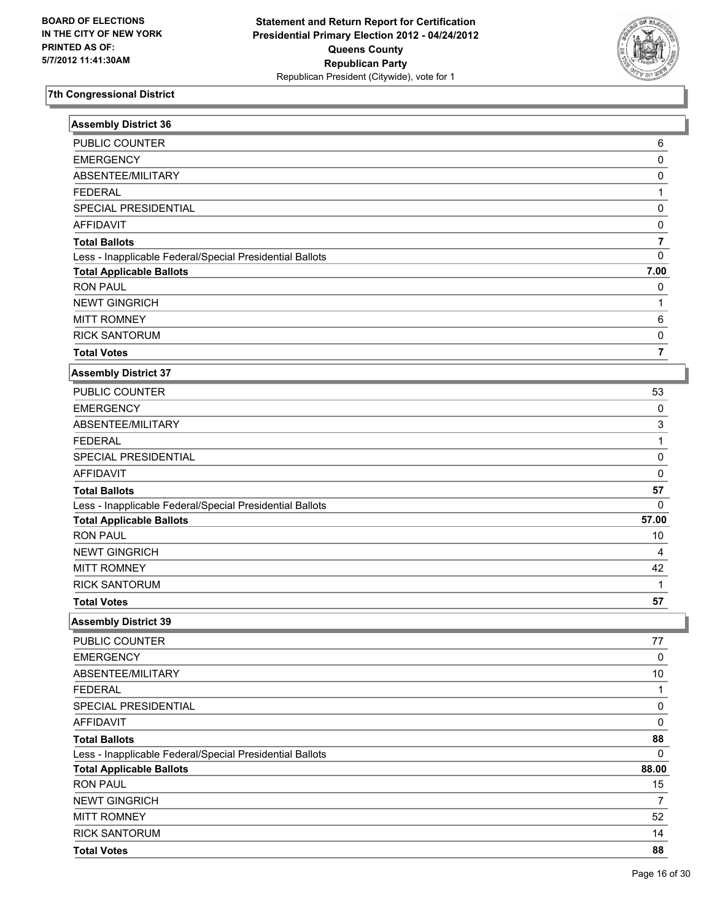BOARD OF ELECTIONS
IN THE CITY OF NEW YORK
PRINTED AS OF:
5/7/2012 11:41:30AM

**Statement and Return Report for Certification**
**Presidential Primary Election 2012 - 04/24/2012**
**Queens County**
**Republican Party**
Republican President (Citywide), vote for 1

## 7th Congressional District

### Assembly District 36

| | |
|---|---|
| PUBLIC COUNTER | 6 |
| EMERGENCY | 0 |
| ABSENTEE/MILITARY | 0 |
| FEDERAL | 1 |
| SPECIAL PRESIDENTIAL | 0 |
| AFFIDAVIT | 0 |
| **Total Ballots** | **7** |
| Less - Inapplicable Federal/Special Presidential Ballots | 0 |
| **Total Applicable Ballots** | **7.00** |
| RON PAUL | 0 |
| NEWT GINGRICH | 1 |
| MITT ROMNEY | 6 |
| RICK SANTORUM | 0 |
| **Total Votes** | **7** |

### Assembly District 37

| | |
|---|---|
| PUBLIC COUNTER | 53 |
| EMERGENCY | 0 |
| ABSENTEE/MILITARY | 3 |
| FEDERAL | 1 |
| SPECIAL PRESIDENTIAL | 0 |
| AFFIDAVIT | 0 |
| **Total Ballots** | **57** |
| Less - Inapplicable Federal/Special Presidential Ballots | 0 |
| **Total Applicable Ballots** | **57.00** |
| RON PAUL | 10 |
| NEWT GINGRICH | 4 |
| MITT ROMNEY | 42 |
| RICK SANTORUM | 1 |
| **Total Votes** | **57** |

### Assembly District 39

| | |
|---|---|
| PUBLIC COUNTER | 77 |
| EMERGENCY | 0 |
| ABSENTEE/MILITARY | 10 |
| FEDERAL | 1 |
| SPECIAL PRESIDENTIAL | 0 |
| AFFIDAVIT | 0 |
| **Total Ballots** | **88** |
| Less - Inapplicable Federal/Special Presidential Ballots | 0 |
| **Total Applicable Ballots** | **88.00** |
| RON PAUL | 15 |
| NEWT GINGRICH | 7 |
| MITT ROMNEY | 52 |
| RICK SANTORUM | 14 |
| **Total Votes** | **88** |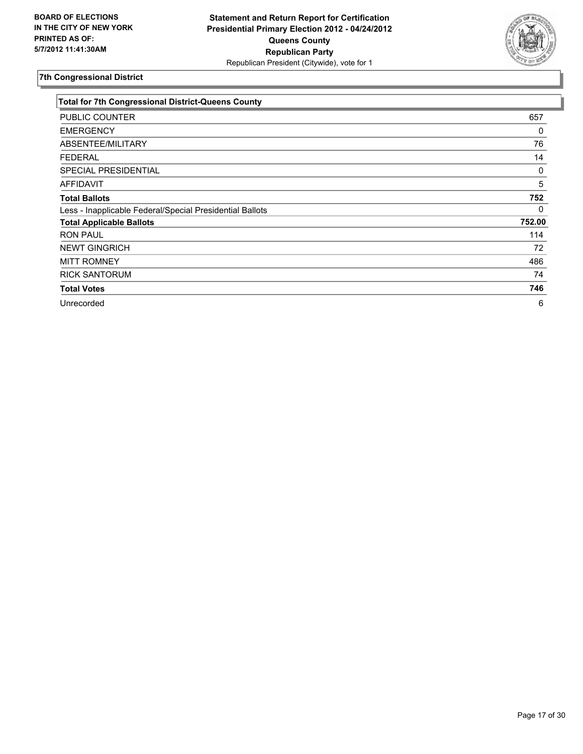**BOARD OF ELECTIONS IN THE CITY OF NEW YORK PRINTED AS OF: 5/7/2012 11:41:30AM**

**Statement and Return Report for Certification Presidential Primary Election 2012 - 04/24/2012 Queens County Republican Party**
Republican President (Citywide), vote for 1

## 7th Congressional District

| Total for 7th Congressional District-Queens County | |
|---|---|
| PUBLIC COUNTER | 657 |
| EMERGENCY | 0 |
| ABSENTEE/MILITARY | 76 |
| FEDERAL | 14 |
| SPECIAL PRESIDENTIAL | 0 |
| AFFIDAVIT | 5 |
| **Total Ballots** | **752** |
| Less - Inapplicable Federal/Special Presidential Ballots | 0 |
| **Total Applicable Ballots** | **752.00** |
| RON PAUL | 114 |
| NEWT GINGRICH | 72 |
| MITT ROMNEY | 486 |
| RICK SANTORUM | 74 |
| **Total Votes** | **746** |
| Unrecorded | 6 |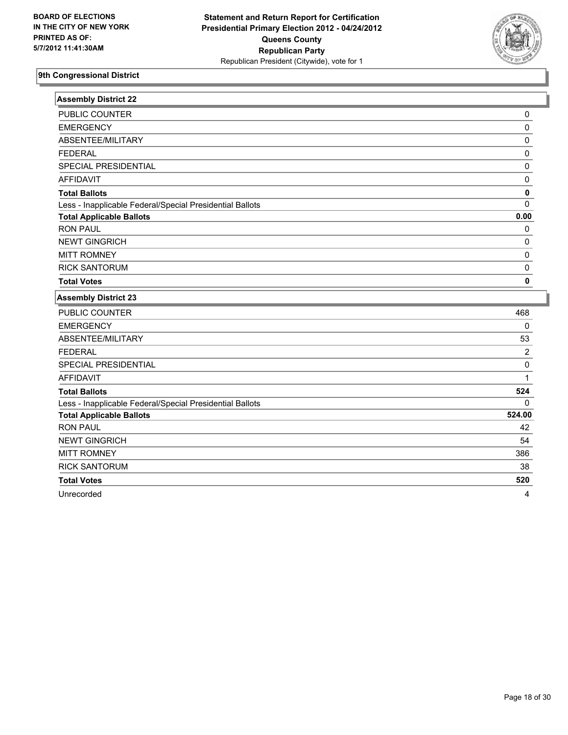BOARD OF ELECTIONS
IN THE CITY OF NEW YORK
PRINTED AS OF:
5/7/2012 11:41:30AM

**Statement and Return Report for Certification**
**Presidential Primary Election 2012 - 04/24/2012**
**Queens County**
**Republican Party**
Republican President (Citywide), vote for 1

## 9th Congressional District

### Assembly District 22

| | |
|---|---|
| PUBLIC COUNTER | 0 |
| EMERGENCY | 0 |
| ABSENTEE/MILITARY | 0 |
| FEDERAL | 0 |
| SPECIAL PRESIDENTIAL | 0 |
| AFFIDAVIT | 0 |
| **Total Ballots** | **0** |
| Less - Inapplicable Federal/Special Presidential Ballots | 0 |
| **Total Applicable Ballots** | **0.00** |
| RON PAUL | 0 |
| NEWT GINGRICH | 0 |
| MITT ROMNEY | 0 |
| RICK SANTORUM | 0 |
| **Total Votes** | **0** |

### Assembly District 23

| | |
|---|---|
| PUBLIC COUNTER | 468 |
| EMERGENCY | 0 |
| ABSENTEE/MILITARY | 53 |
| FEDERAL | 2 |
| SPECIAL PRESIDENTIAL | 0 |
| AFFIDAVIT | 1 |
| **Total Ballots** | **524** |
| Less - Inapplicable Federal/Special Presidential Ballots | 0 |
| **Total Applicable Ballots** | **524.00** |
| RON PAUL | 42 |
| NEWT GINGRICH | 54 |
| MITT ROMNEY | 386 |
| RICK SANTORUM | 38 |
| **Total Votes** | **520** |
| Unrecorded | 4 |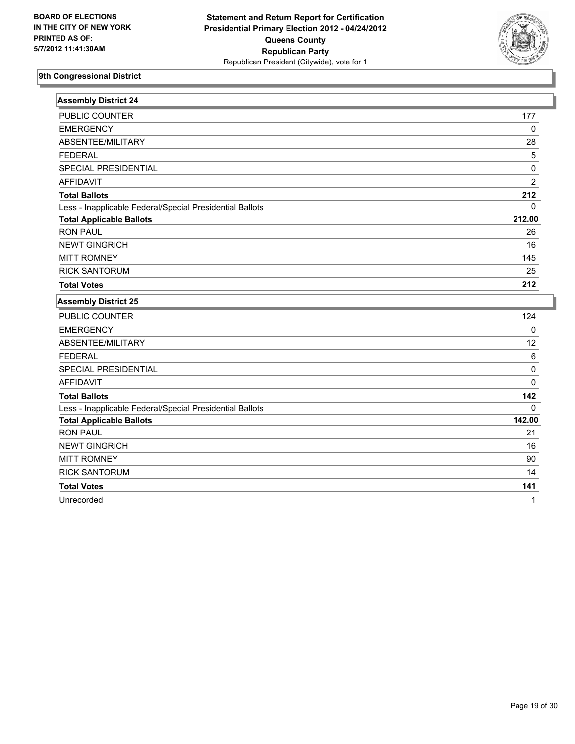**BOARD OF ELECTIONS IN THE CITY OF NEW YORK PRINTED AS OF: 5/7/2012 11:41:30AM**

**Statement and Return Report for Certification Presidential Primary Election 2012 - 04/24/2012 Queens County Republican Party**

Republican President (Citywide), vote for 1

## 9th Congressional District

| Assembly District 24 | |
|---|---|
| PUBLIC COUNTER | 177 |
| EMERGENCY | 0 |
| ABSENTEE/MILITARY | 28 |
| FEDERAL | 5 |
| SPECIAL PRESIDENTIAL | 0 |
| AFFIDAVIT | 2 |
| **Total Ballots** | **212** |
| Less - Inapplicable Federal/Special Presidential Ballots | 0 |
| **Total Applicable Ballots** | **212.00** |
| RON PAUL | 26 |
| NEWT GINGRICH | 16 |
| MITT ROMNEY | 145 |
| RICK SANTORUM | 25 |
| **Total Votes** | **212** |

| Assembly District 25 | |
|---|---|
| PUBLIC COUNTER | 124 |
| EMERGENCY | 0 |
| ABSENTEE/MILITARY | 12 |
| FEDERAL | 6 |
| SPECIAL PRESIDENTIAL | 0 |
| AFFIDAVIT | 0 |
| **Total Ballots** | **142** |
| Less - Inapplicable Federal/Special Presidential Ballots | 0 |
| **Total Applicable Ballots** | **142.00** |
| RON PAUL | 21 |
| NEWT GINGRICH | 16 |
| MITT ROMNEY | 90 |
| RICK SANTORUM | 14 |
| **Total Votes** | **141** |
| Unrecorded | 1 |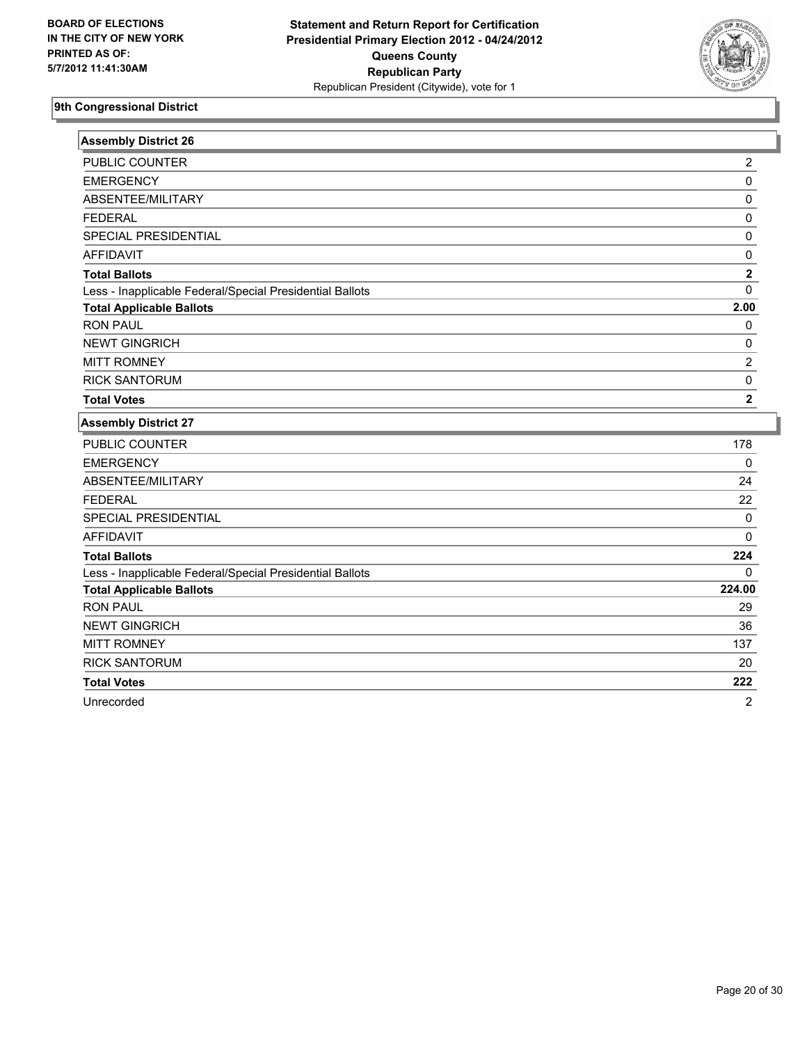**BOARD OF ELECTIONS IN THE CITY OF NEW YORK PRINTED AS OF: 5/7/2012 11:41:30AM**

**Statement and Return Report for Certification Presidential Primary Election 2012 - 04/24/2012 Queens County Republican Party**
Republican President (Citywide), vote for 1

## 9th Congressional District

### Assembly District 26

| | |
|---|---|
| PUBLIC COUNTER | 2 |
| EMERGENCY | 0 |
| ABSENTEE/MILITARY | 0 |
| FEDERAL | 0 |
| SPECIAL PRESIDENTIAL | 0 |
| AFFIDAVIT | 0 |
| **Total Ballots** | **2** |
| Less - Inapplicable Federal/Special Presidential Ballots | 0 |
| **Total Applicable Ballots** | **2.00** |
| RON PAUL | 0 |
| NEWT GINGRICH | 0 |
| MITT ROMNEY | 2 |
| RICK SANTORUM | 0 |
| **Total Votes** | **2** |

### Assembly District 27

| | |
|---|---|
| PUBLIC COUNTER | 178 |
| EMERGENCY | 0 |
| ABSENTEE/MILITARY | 24 |
| FEDERAL | 22 |
| SPECIAL PRESIDENTIAL | 0 |
| AFFIDAVIT | 0 |
| **Total Ballots** | **224** |
| Less - Inapplicable Federal/Special Presidential Ballots | 0 |
| **Total Applicable Ballots** | **224.00** |
| RON PAUL | 29 |
| NEWT GINGRICH | 36 |
| MITT ROMNEY | 137 |
| RICK SANTORUM | 20 |
| **Total Votes** | **222** |
| Unrecorded | 2 |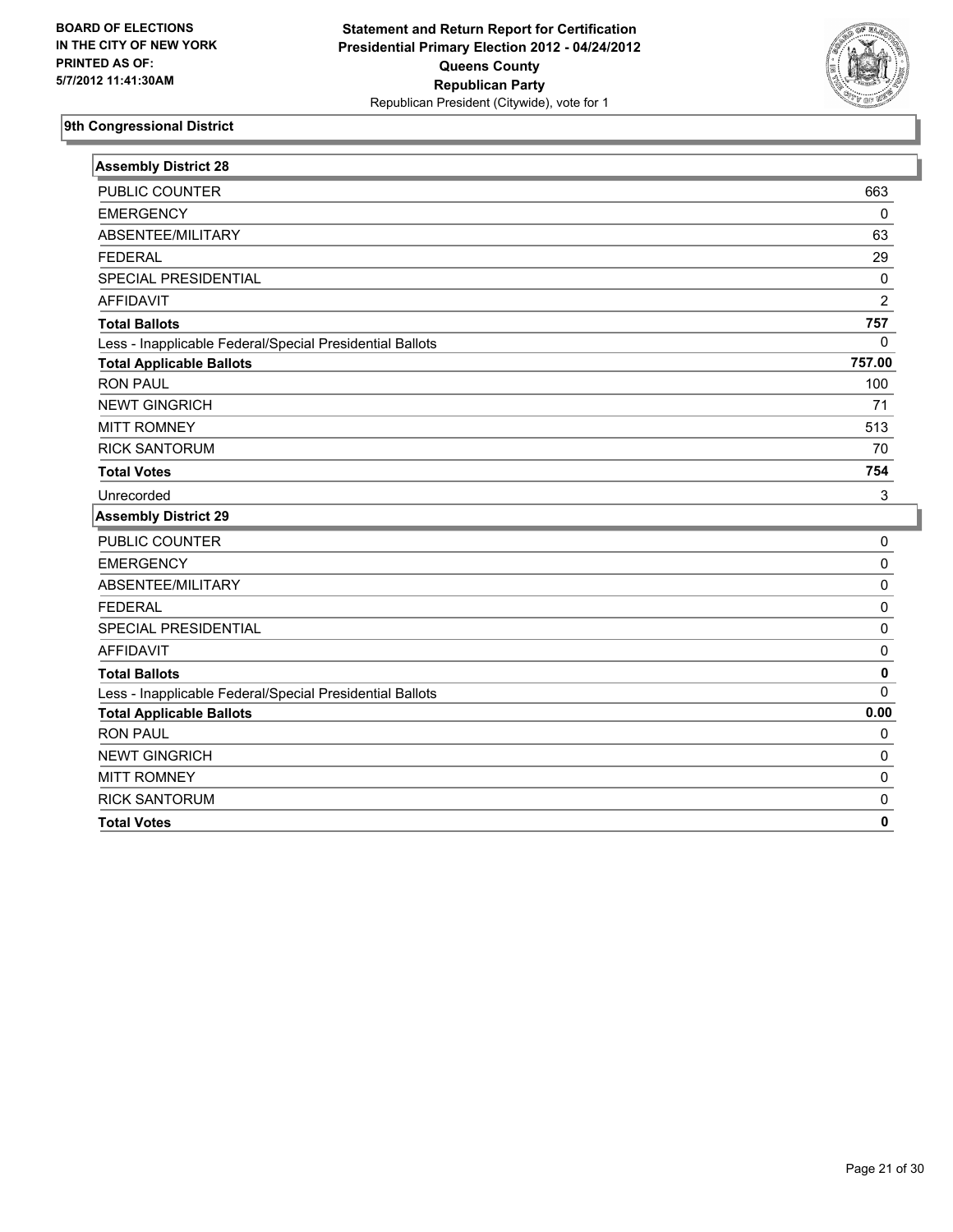BOARD OF ELECTIONS
IN THE CITY OF NEW YORK
PRINTED AS OF:
5/7/2012 11:41:30AM

**Statement and Return Report for Certification**
**Presidential Primary Election 2012 - 04/24/2012**
**Queens County**
**Republican Party**
Republican President (Citywide), vote for 1

### 9th Congressional District

| Assembly District 28 | |
|---|---|
| PUBLIC COUNTER | 663 |
| EMERGENCY | 0 |
| ABSENTEE/MILITARY | 63 |
| FEDERAL | 29 |
| SPECIAL PRESIDENTIAL | 0 |
| AFFIDAVIT | 2 |
| **Total Ballots** | **757** |
| Less - Inapplicable Federal/Special Presidential Ballots | 0 |
| **Total Applicable Ballots** | **757.00** |
| RON PAUL | 100 |
| NEWT GINGRICH | 71 |
| MITT ROMNEY | 513 |
| RICK SANTORUM | 70 |
| **Total Votes** | **754** |
| Unrecorded | 3 |

| Assembly District 29 | |
|---|---|
| PUBLIC COUNTER | 0 |
| EMERGENCY | 0 |
| ABSENTEE/MILITARY | 0 |
| FEDERAL | 0 |
| SPECIAL PRESIDENTIAL | 0 |
| AFFIDAVIT | 0 |
| **Total Ballots** | **0** |
| Less - Inapplicable Federal/Special Presidential Ballots | 0 |
| **Total Applicable Ballots** | **0.00** |
| RON PAUL | 0 |
| NEWT GINGRICH | 0 |
| MITT ROMNEY | 0 |
| RICK SANTORUM | 0 |
| **Total Votes** | **0** |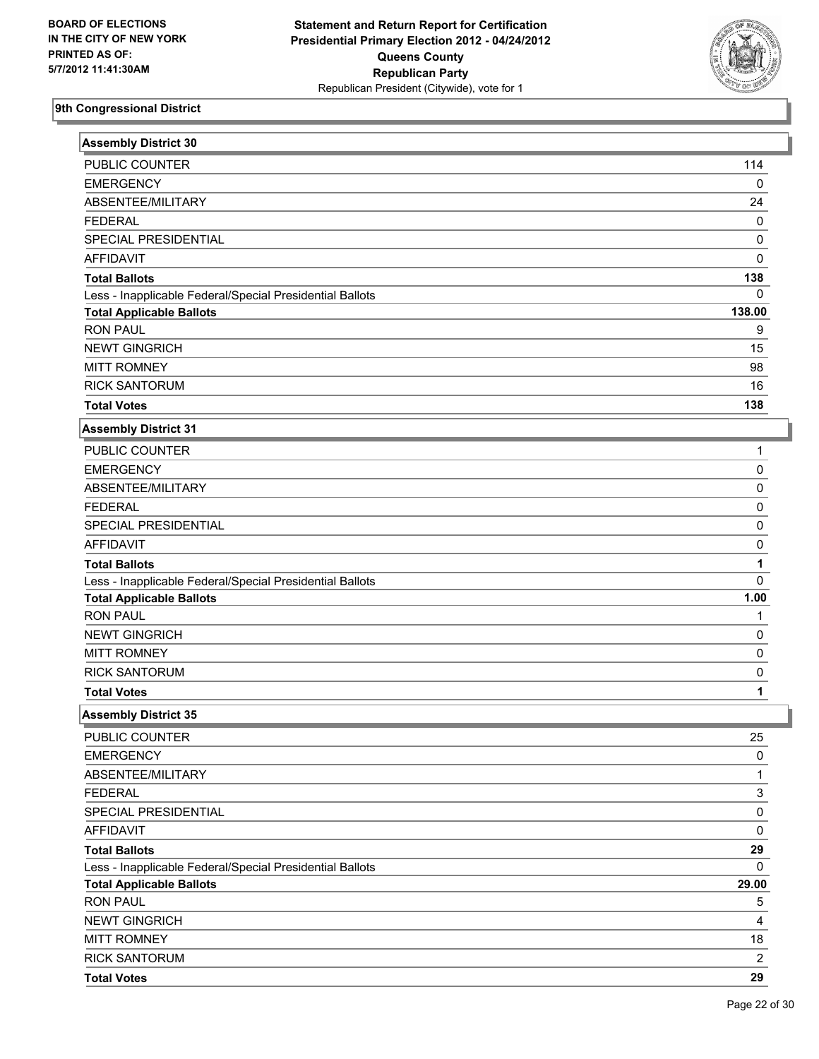**BOARD OF ELECTIONS IN THE CITY OF NEW YORK PRINTED AS OF: 5/7/2012 11:41:30AM**

**Statement and Return Report for Certification Presidential Primary Election 2012 - 04/24/2012 Queens County Republican Party**
Republican President (Citywide), vote for 1

## 9th Congressional District

### Assembly District 30

| | |
|---|---|
| PUBLIC COUNTER | 114 |
| EMERGENCY | 0 |
| ABSENTEE/MILITARY | 24 |
| FEDERAL | 0 |
| SPECIAL PRESIDENTIAL | 0 |
| AFFIDAVIT | 0 |
| **Total Ballots** | **138** |
| Less - Inapplicable Federal/Special Presidential Ballots | 0 |
| **Total Applicable Ballots** | **138.00** |
| RON PAUL | 9 |
| NEWT GINGRICH | 15 |
| MITT ROMNEY | 98 |
| RICK SANTORUM | 16 |
| **Total Votes** | **138** |

### Assembly District 31

| | |
|---|---|
| PUBLIC COUNTER | 1 |
| EMERGENCY | 0 |
| ABSENTEE/MILITARY | 0 |
| FEDERAL | 0 |
| SPECIAL PRESIDENTIAL | 0 |
| AFFIDAVIT | 0 |
| **Total Ballots** | **1** |
| Less - Inapplicable Federal/Special Presidential Ballots | 0 |
| **Total Applicable Ballots** | **1.00** |
| RON PAUL | 1 |
| NEWT GINGRICH | 0 |
| MITT ROMNEY | 0 |
| RICK SANTORUM | 0 |
| **Total Votes** | **1** |

### Assembly District 35

| | |
|---|---|
| PUBLIC COUNTER | 25 |
| EMERGENCY | 0 |
| ABSENTEE/MILITARY | 1 |
| FEDERAL | 3 |
| SPECIAL PRESIDENTIAL | 0 |
| AFFIDAVIT | 0 |
| **Total Ballots** | **29** |
| Less - Inapplicable Federal/Special Presidential Ballots | 0 |
| **Total Applicable Ballots** | **29.00** |
| RON PAUL | 5 |
| NEWT GINGRICH | 4 |
| MITT ROMNEY | 18 |
| RICK SANTORUM | 2 |
| **Total Votes** | **29** |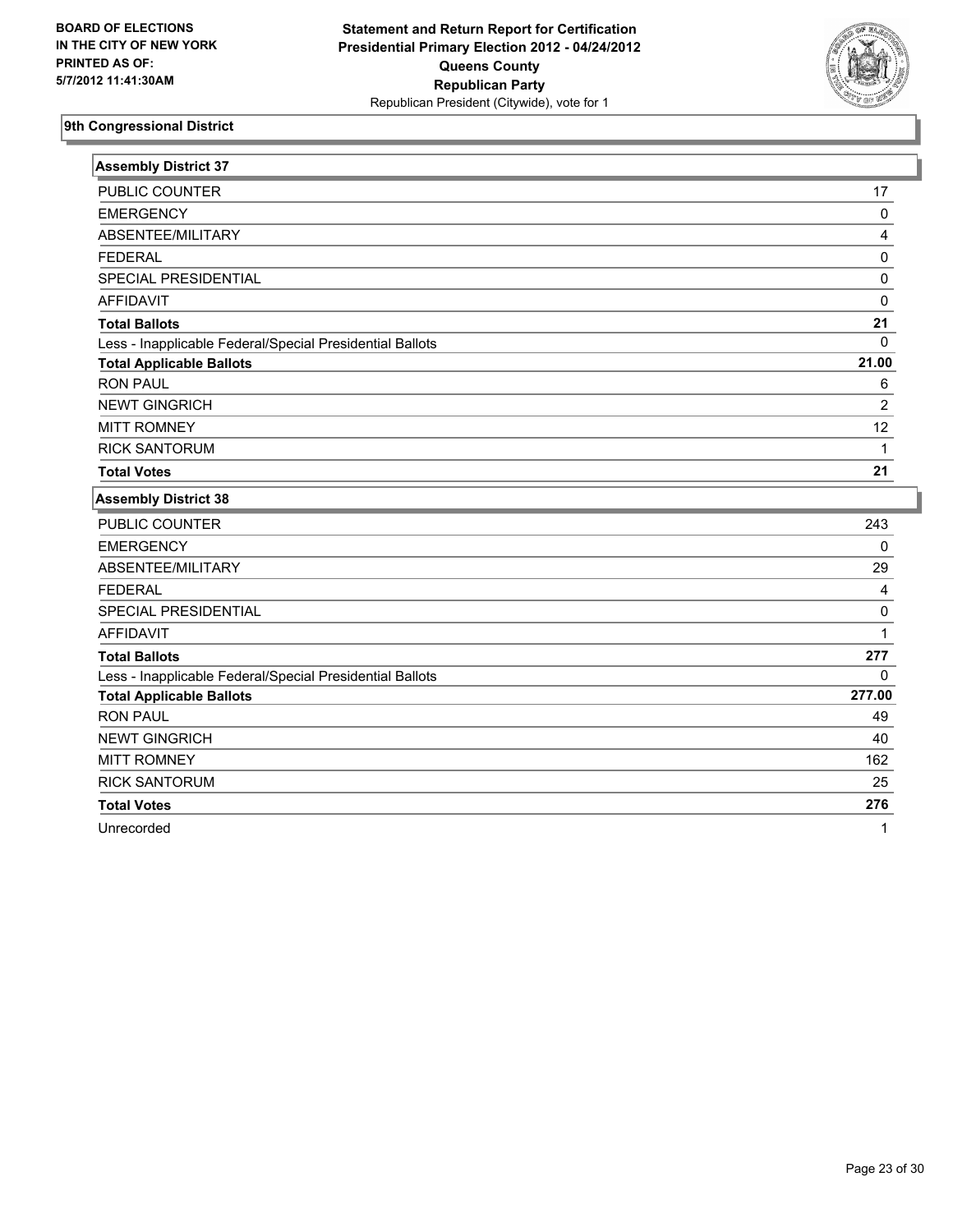**BOARD OF ELECTIONS IN THE CITY OF NEW YORK PRINTED AS OF: 5/7/2012 11:41:30AM**

**Statement and Return Report for Certification Presidential Primary Election 2012 - 04/24/2012 Queens County Republican Party**
Republican President (Citywide), vote for 1

### 9th Congressional District

| Assembly District 37 | |
|---|---|
| PUBLIC COUNTER | 17 |
| EMERGENCY | 0 |
| ABSENTEE/MILITARY | 4 |
| FEDERAL | 0 |
| SPECIAL PRESIDENTIAL | 0 |
| AFFIDAVIT | 0 |
| **Total Ballots** | **21** |
| Less - Inapplicable Federal/Special Presidential Ballots | 0 |
| **Total Applicable Ballots** | **21.00** |
| RON PAUL | 6 |
| NEWT GINGRICH | 2 |
| MITT ROMNEY | 12 |
| RICK SANTORUM | 1 |
| **Total Votes** | **21** |

| Assembly District 38 | |
|---|---|
| PUBLIC COUNTER | 243 |
| EMERGENCY | 0 |
| ABSENTEE/MILITARY | 29 |
| FEDERAL | 4 |
| SPECIAL PRESIDENTIAL | 0 |
| AFFIDAVIT | 1 |
| **Total Ballots** | **277** |
| Less - Inapplicable Federal/Special Presidential Ballots | 0 |
| **Total Applicable Ballots** | **277.00** |
| RON PAUL | 49 |
| NEWT GINGRICH | 40 |
| MITT ROMNEY | 162 |
| RICK SANTORUM | 25 |
| **Total Votes** | **276** |
| Unrecorded | 1 |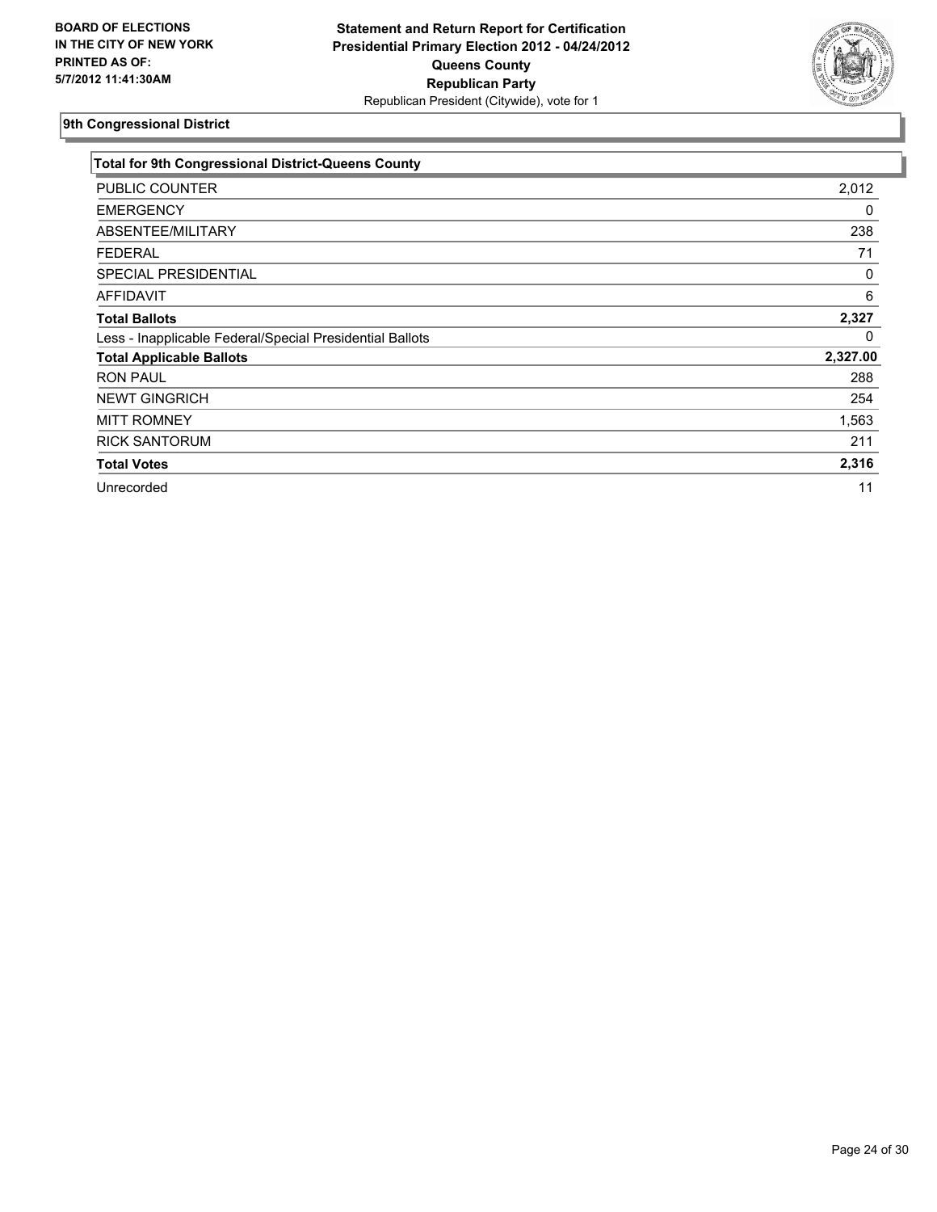**BOARD OF ELECTIONS IN THE CITY OF NEW YORK PRINTED AS OF: 5/7/2012 11:41:30AM**

**Statement and Return Report for Certification Presidential Primary Election 2012 - 04/24/2012 Queens County Republican Party**
Republican President (Citywide), vote for 1

## 9th Congressional District

| Total for 9th Congressional District-Queens County | |
|---|---|
| PUBLIC COUNTER | 2,012 |
| EMERGENCY | 0 |
| ABSENTEE/MILITARY | 238 |
| FEDERAL | 71 |
| SPECIAL PRESIDENTIAL | 0 |
| AFFIDAVIT | 6 |
| **Total Ballots** | **2,327** |
| Less - Inapplicable Federal/Special Presidential Ballots | 0 |
| **Total Applicable Ballots** | **2,327.00** |
| RON PAUL | 288 |
| NEWT GINGRICH | 254 |
| MITT ROMNEY | 1,563 |
| RICK SANTORUM | 211 |
| **Total Votes** | **2,316** |
| Unrecorded | 11 |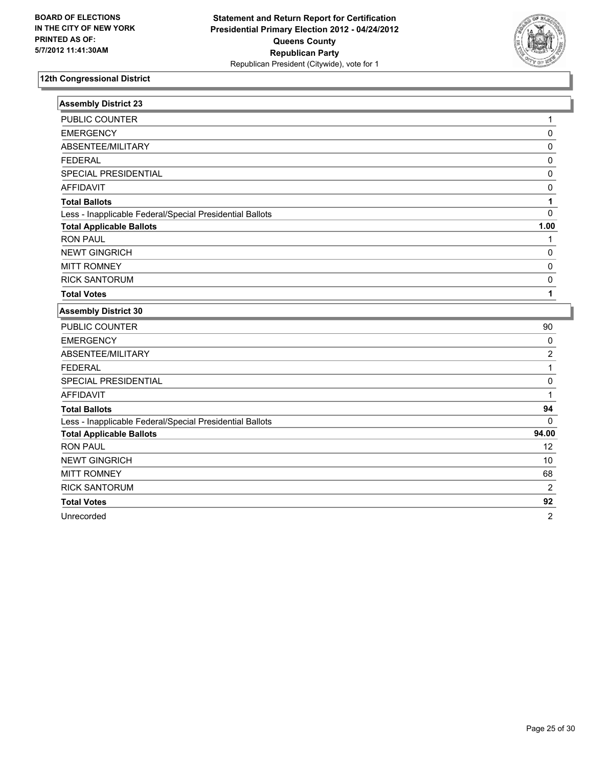**BOARD OF ELECTIONS IN THE CITY OF NEW YORK PRINTED AS OF: 5/7/2012 11:41:30AM**

**Statement and Return Report for Certification Presidential Primary Election 2012 - 04/24/2012 Queens County Republican Party**
Republican President (Citywide), vote for 1

## 12th Congressional District

### Assembly District 23

| | |
|---|---|
| PUBLIC COUNTER | 1 |
| EMERGENCY | 0 |
| ABSENTEE/MILITARY | 0 |
| FEDERAL | 0 |
| SPECIAL PRESIDENTIAL | 0 |
| AFFIDAVIT | 0 |
| **Total Ballots** | **1** |
| Less - Inapplicable Federal/Special Presidential Ballots | 0 |
| **Total Applicable Ballots** | **1.00** |
| RON PAUL | 1 |
| NEWT GINGRICH | 0 |
| MITT ROMNEY | 0 |
| RICK SANTORUM | 0 |
| **Total Votes** | **1** |

### Assembly District 30

| | |
|---|---|
| PUBLIC COUNTER | 90 |
| EMERGENCY | 0 |
| ABSENTEE/MILITARY | 2 |
| FEDERAL | 1 |
| SPECIAL PRESIDENTIAL | 0 |
| AFFIDAVIT | 1 |
| **Total Ballots** | **94** |
| Less - Inapplicable Federal/Special Presidential Ballots | 0 |
| **Total Applicable Ballots** | **94.00** |
| RON PAUL | 12 |
| NEWT GINGRICH | 10 |
| MITT ROMNEY | 68 |
| RICK SANTORUM | 2 |
| **Total Votes** | **92** |
| Unrecorded | 2 |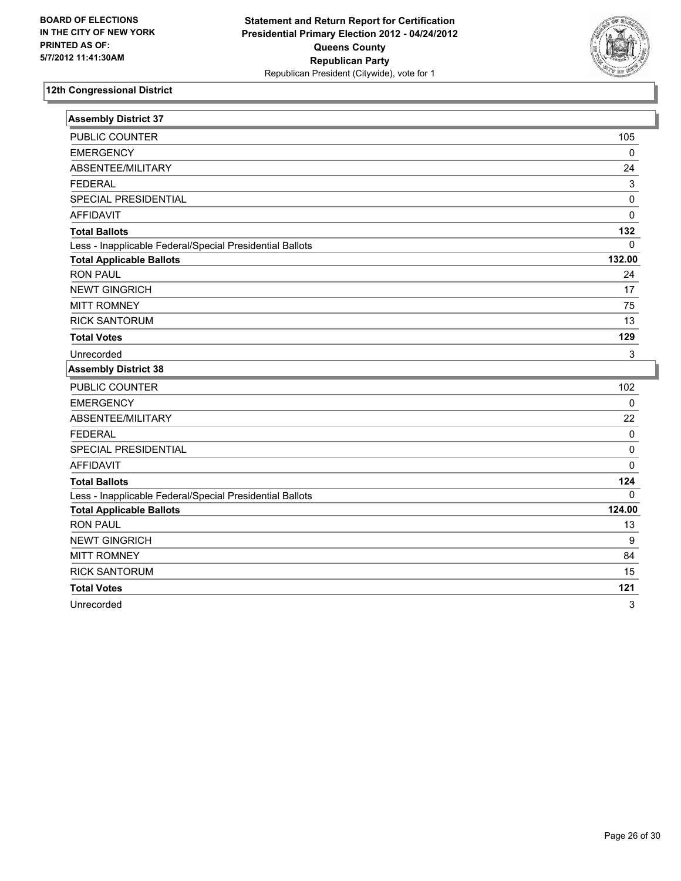BOARD OF ELECTIONS
IN THE CITY OF NEW YORK
PRINTED AS OF:
5/7/2012 11:41:30AM

**Statement and Return Report for Certification**
**Presidential Primary Election 2012 - 04/24/2012**
**Queens County**
**Republican Party**
Republican President (Citywide), vote for 1

## 12th Congressional District

### Assembly District 37

| | |
|---|---|
| PUBLIC COUNTER | 105 |
| EMERGENCY | 0 |
| ABSENTEE/MILITARY | 24 |
| FEDERAL | 3 |
| SPECIAL PRESIDENTIAL | 0 |
| AFFIDAVIT | 0 |
| **Total Ballots** | **132** |
| Less - Inapplicable Federal/Special Presidential Ballots | 0 |
| **Total Applicable Ballots** | **132.00** |
| RON PAUL | 24 |
| NEWT GINGRICH | 17 |
| MITT ROMNEY | 75 |
| RICK SANTORUM | 13 |
| **Total Votes** | **129** |
| Unrecorded | 3 |

### Assembly District 38

| | |
|---|---|
| PUBLIC COUNTER | 102 |
| EMERGENCY | 0 |
| ABSENTEE/MILITARY | 22 |
| FEDERAL | 0 |
| SPECIAL PRESIDENTIAL | 0 |
| AFFIDAVIT | 0 |
| **Total Ballots** | **124** |
| Less - Inapplicable Federal/Special Presidential Ballots | 0 |
| **Total Applicable Ballots** | **124.00** |
| RON PAUL | 13 |
| NEWT GINGRICH | 9 |
| MITT ROMNEY | 84 |
| RICK SANTORUM | 15 |
| **Total Votes** | **121** |
| Unrecorded | 3 |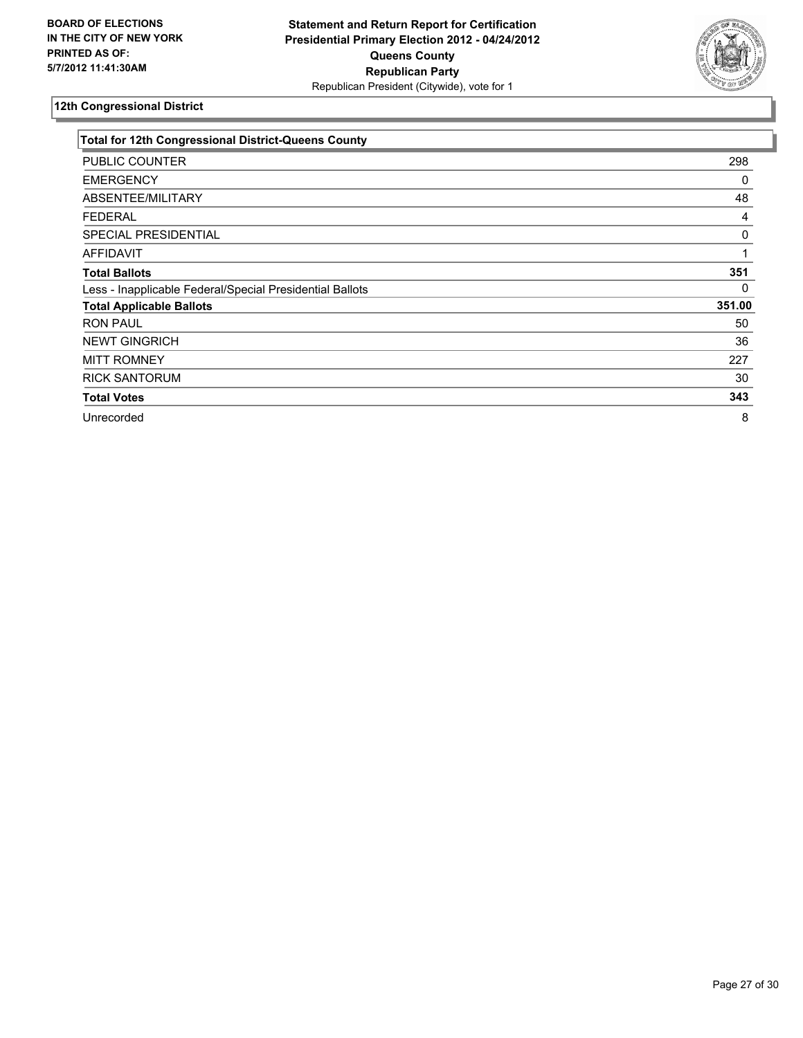**BOARD OF ELECTIONS IN THE CITY OF NEW YORK PRINTED AS OF: 5/7/2012 11:41:30AM**

**Statement and Return Report for Certification Presidential Primary Election 2012 - 04/24/2012 Queens County Republican Party**
Republican President (Citywide), vote for 1

## 12th Congressional District

| Total for 12th Congressional District-Queens County | |
|---|---|
| PUBLIC COUNTER | 298 |
| EMERGENCY | 0 |
| ABSENTEE/MILITARY | 48 |
| FEDERAL | 4 |
| SPECIAL PRESIDENTIAL | 0 |
| AFFIDAVIT | 1 |
| **Total Ballots** | **351** |
| Less - Inapplicable Federal/Special Presidential Ballots | 0 |
| **Total Applicable Ballots** | **351.00** |
| RON PAUL | 50 |
| NEWT GINGRICH | 36 |
| MITT ROMNEY | 227 |
| RICK SANTORUM | 30 |
| **Total Votes** | **343** |
| Unrecorded | 8 |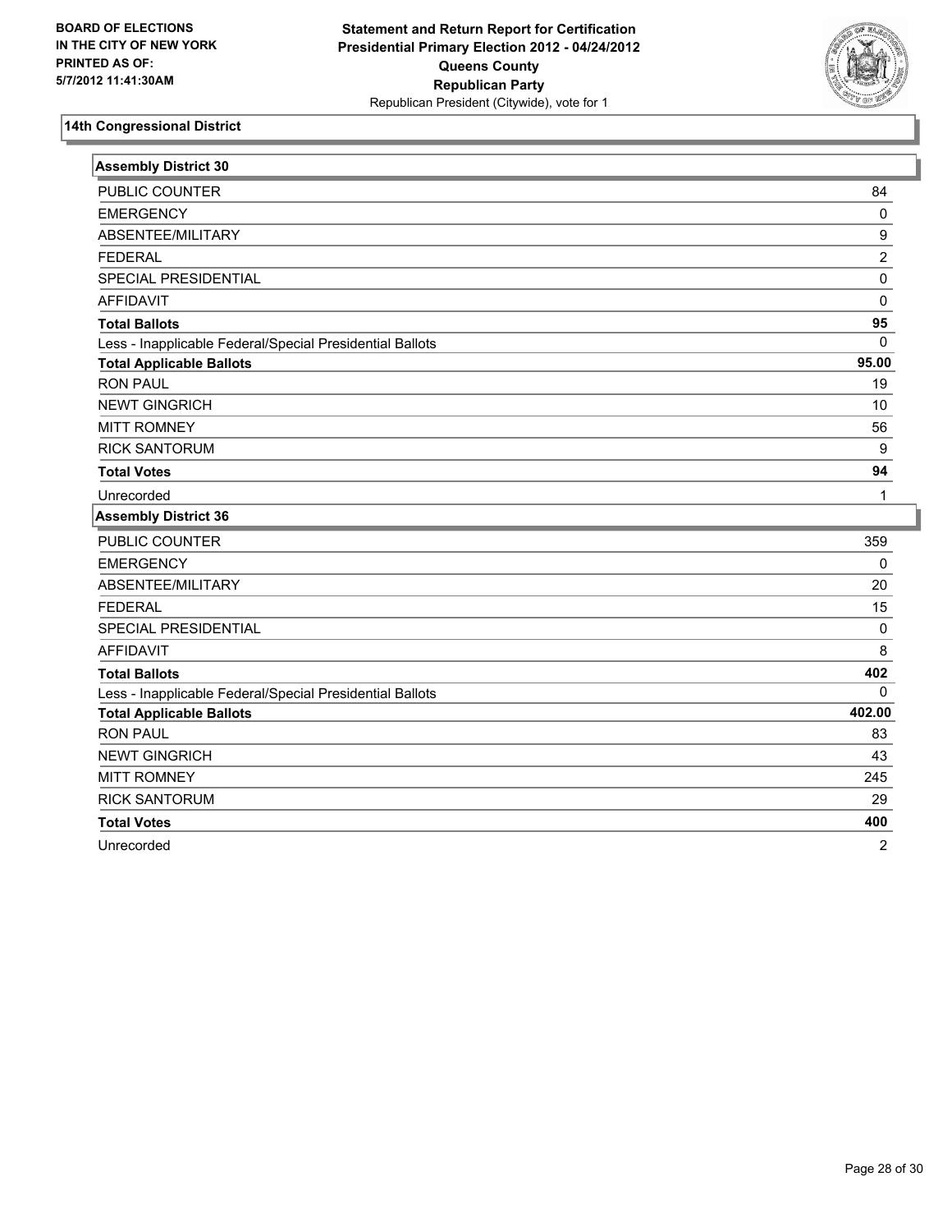**BOARD OF ELECTIONS IN THE CITY OF NEW YORK PRINTED AS OF: 5/7/2012 11:41:30AM**

**Statement and Return Report for Certification Presidential Primary Election 2012 - 04/24/2012 Queens County Republican Party**

Republican President (Citywide), vote for 1

## 14th Congressional District

### Assembly District 30

| | |
|---|---|
| PUBLIC COUNTER | 84 |
| EMERGENCY | 0 |
| ABSENTEE/MILITARY | 9 |
| FEDERAL | 2 |
| SPECIAL PRESIDENTIAL | 0 |
| AFFIDAVIT | 0 |
| **Total Ballots** | **95** |
| Less - Inapplicable Federal/Special Presidential Ballots | 0 |
| **Total Applicable Ballots** | **95.00** |
| RON PAUL | 19 |
| NEWT GINGRICH | 10 |
| MITT ROMNEY | 56 |
| RICK SANTORUM | 9 |
| **Total Votes** | **94** |
| Unrecorded | 1 |

### Assembly District 36

| | |
|---|---|
| PUBLIC COUNTER | 359 |
| EMERGENCY | 0 |
| ABSENTEE/MILITARY | 20 |
| FEDERAL | 15 |
| SPECIAL PRESIDENTIAL | 0 |
| AFFIDAVIT | 8 |
| **Total Ballots** | **402** |
| Less - Inapplicable Federal/Special Presidential Ballots | 0 |
| **Total Applicable Ballots** | **402.00** |
| RON PAUL | 83 |
| NEWT GINGRICH | 43 |
| MITT ROMNEY | 245 |
| RICK SANTORUM | 29 |
| **Total Votes** | **400** |
| Unrecorded | 2 |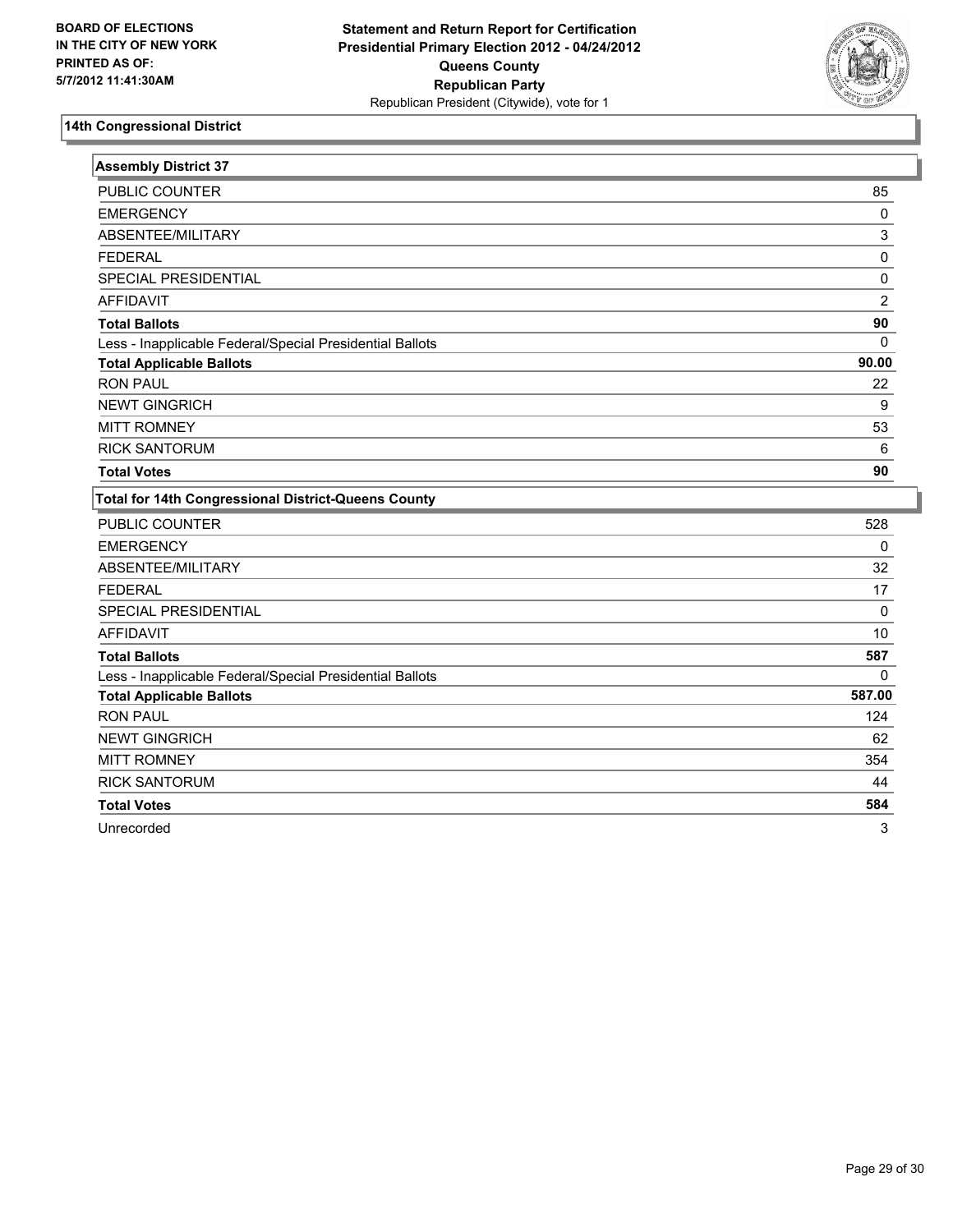**BOARD OF ELECTIONS IN THE CITY OF NEW YORK PRINTED AS OF: 5/7/2012 11:41:30AM**

**Statement and Return Report for Certification Presidential Primary Election 2012 - 04/24/2012 Queens County Republican Party**
Republican President (Citywide), vote for 1

## 14th Congressional District

| Assembly District 37 | |
|---|---|
| PUBLIC COUNTER | 85 |
| EMERGENCY | 0 |
| ABSENTEE/MILITARY | 3 |
| FEDERAL | 0 |
| SPECIAL PRESIDENTIAL | 0 |
| AFFIDAVIT | 2 |
| **Total Ballots** | **90** |
| Less - Inapplicable Federal/Special Presidential Ballots | 0 |
| **Total Applicable Ballots** | **90.00** |
| RON PAUL | 22 |
| NEWT GINGRICH | 9 |
| MITT ROMNEY | 53 |
| RICK SANTORUM | 6 |
| **Total Votes** | **90** |

| Total for 14th Congressional District-Queens County | |
|---|---|
| PUBLIC COUNTER | 528 |
| EMERGENCY | 0 |
| ABSENTEE/MILITARY | 32 |
| FEDERAL | 17 |
| SPECIAL PRESIDENTIAL | 0 |
| AFFIDAVIT | 10 |
| **Total Ballots** | **587** |
| Less - Inapplicable Federal/Special Presidential Ballots | 0 |
| **Total Applicable Ballots** | **587.00** |
| RON PAUL | 124 |
| NEWT GINGRICH | 62 |
| MITT ROMNEY | 354 |
| RICK SANTORUM | 44 |
| **Total Votes** | **584** |
| Unrecorded | 3 |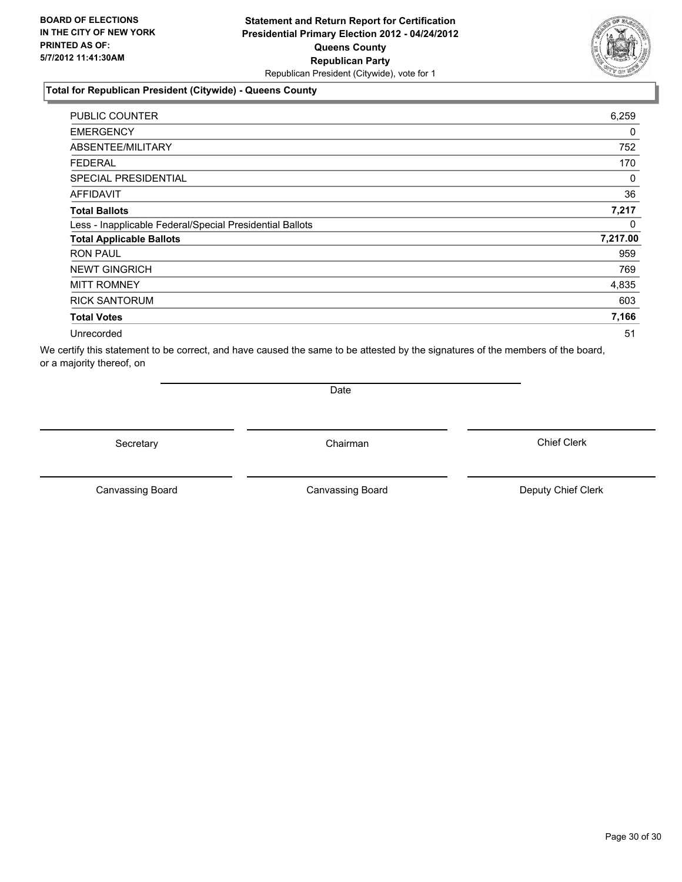**BOARD OF ELECTIONS IN THE CITY OF NEW YORK PRINTED AS OF: 5/7/2012 11:41:30AM**

**Statement and Return Report for Certification Presidential Primary Election 2012 - 04/24/2012 Queens County Republican Party**

Republican President (Citywide), vote for 1

### Total for Republican President (Citywide) - Queens County

| | |
|---|---|
| PUBLIC COUNTER | 6,259 |
| EMERGENCY | 0 |
| ABSENTEE/MILITARY | 752 |
| FEDERAL | 170 |
| SPECIAL PRESIDENTIAL | 0 |
| AFFIDAVIT | 36 |
| **Total Ballots** | **7,217** |
| Less - Inapplicable Federal/Special Presidential Ballots | 0 |
| **Total Applicable Ballots** | **7,217.00** |
| RON PAUL | 959 |
| NEWT GINGRICH | 769 |
| MITT ROMNEY | 4,835 |
| RICK SANTORUM | 603 |
| **Total Votes** | **7,166** |
| Unrecorded | 51 |

We certify this statement to be correct, and have caused the same to be attested by the signatures of the members of the board, or a majority thereof, on

Date

Secretary

Chairman

Chief Clerk

Canvassing Board

Canvassing Board

Deputy Chief Clerk